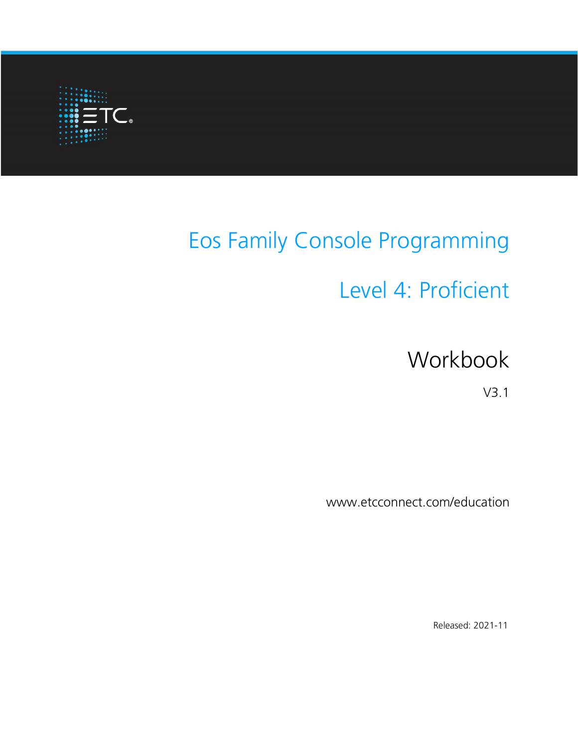ETC

# Eos Family Console Programming

## Level 4: Proficient

## Workbook

V3.1

www.etcconnect.com/education

Released: 2021-11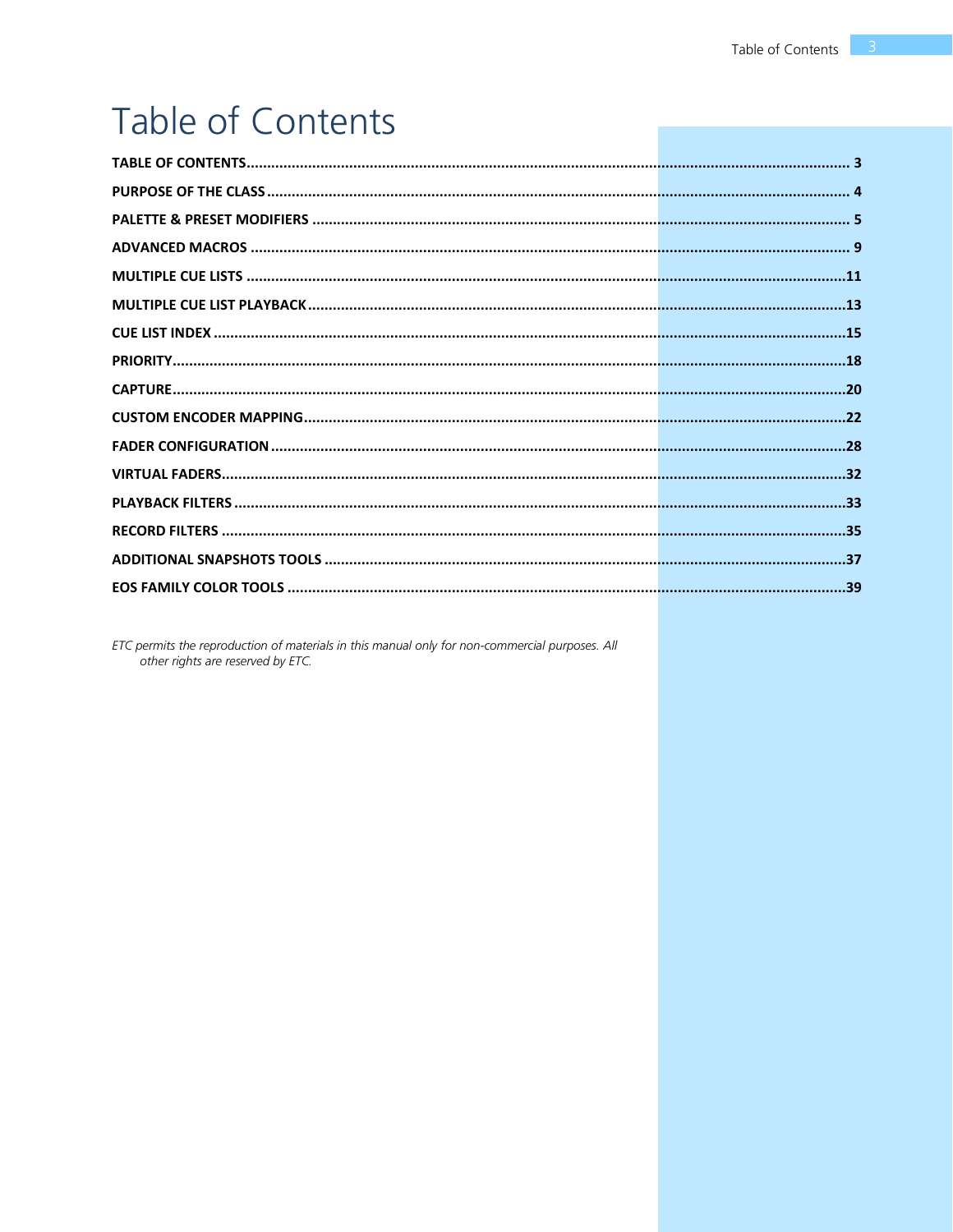# Table of Contents

| | |
|---|---|
| **TABLE OF CONTENTS** | **3** |
| **PURPOSE OF THE CLASS** | **4** |
| **PALETTE & PRESET MODIFIERS** | **5** |
| **ADVANCED MACROS** | **9** |
| **MULTIPLE CUE LISTS** | **11** |
| **MULTIPLE CUE LIST PLAYBACK** | **13** |
| **CUE LIST INDEX** | **15** |
| **PRIORITY** | **18** |
| **CAPTURE** | **20** |
| **CUSTOM ENCODER MAPPING** | **22** |
| **FADER CONFIGURATION** | **28** |
| **VIRTUAL FADERS** | **32** |
| **PLAYBACK FILTERS** | **33** |
| **RECORD FILTERS** | **35** |
| **ADDITIONAL SNAPSHOTS TOOLS** | **37** |
| **EOS FAMILY COLOR TOOLS** | **39** |

*ETC permits the reproduction of materials in this manual only for non-commercial purposes. All other rights are reserved by ETC.*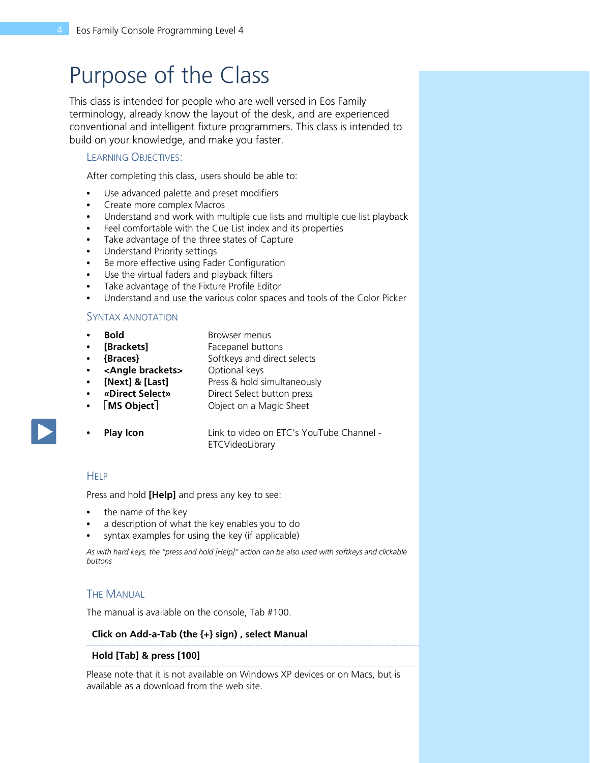# Purpose of the Class

This class is intended for people who are well versed in Eos Family terminology, already know the layout of the desk, and are experienced conventional and intelligent fixture programmers. This class is intended to build on your knowledge, and make you faster.

### Learning Objectives:

After completing this class, users should be able to:

- Use advanced palette and preset modifiers
- Create more complex Macros
- Understand and work with multiple cue lists and multiple cue list playback
- Feel comfortable with the Cue List index and its properties
- Take advantage of the three states of Capture
- Understand Priority settings
- Be more effective using Fader Configuration
- Use the virtual faders and playback filters
- Take advantage of the Fixture Profile Editor
- Understand and use the various color spaces and tools of the Color Picker

### Syntax Annotation

- **Bold** — Browser menus
- **[Brackets]** — Facepanel buttons
- **{Braces}** — Softkeys and direct selects
- **<Angle brackets>** — Optional keys
- **[Next] & [Last]** — Press & hold simultaneously
- **«Direct Select»** — Direct Select button press
- **⌈MS Object⌉** — Object on a Magic Sheet
- **Play Icon** — Link to video on ETC's YouTube Channel - ETCVideoLibrary

### Help

Press and hold **[Help]** and press any key to see:

- the name of the key
- a description of what the key enables you to do
- syntax examples for using the key (if applicable)

*As with hard keys, the "press and hold [Help]" action can be also used with softkeys and clickable buttons*

### The Manual

The manual is available on the console, Tab #100.

**Click on Add-a-Tab (the {+} sign) , select Manual**

**Hold [Tab] & press [100]**

Please note that it is not available on Windows XP devices or on Macs, but is available as a download from the web site.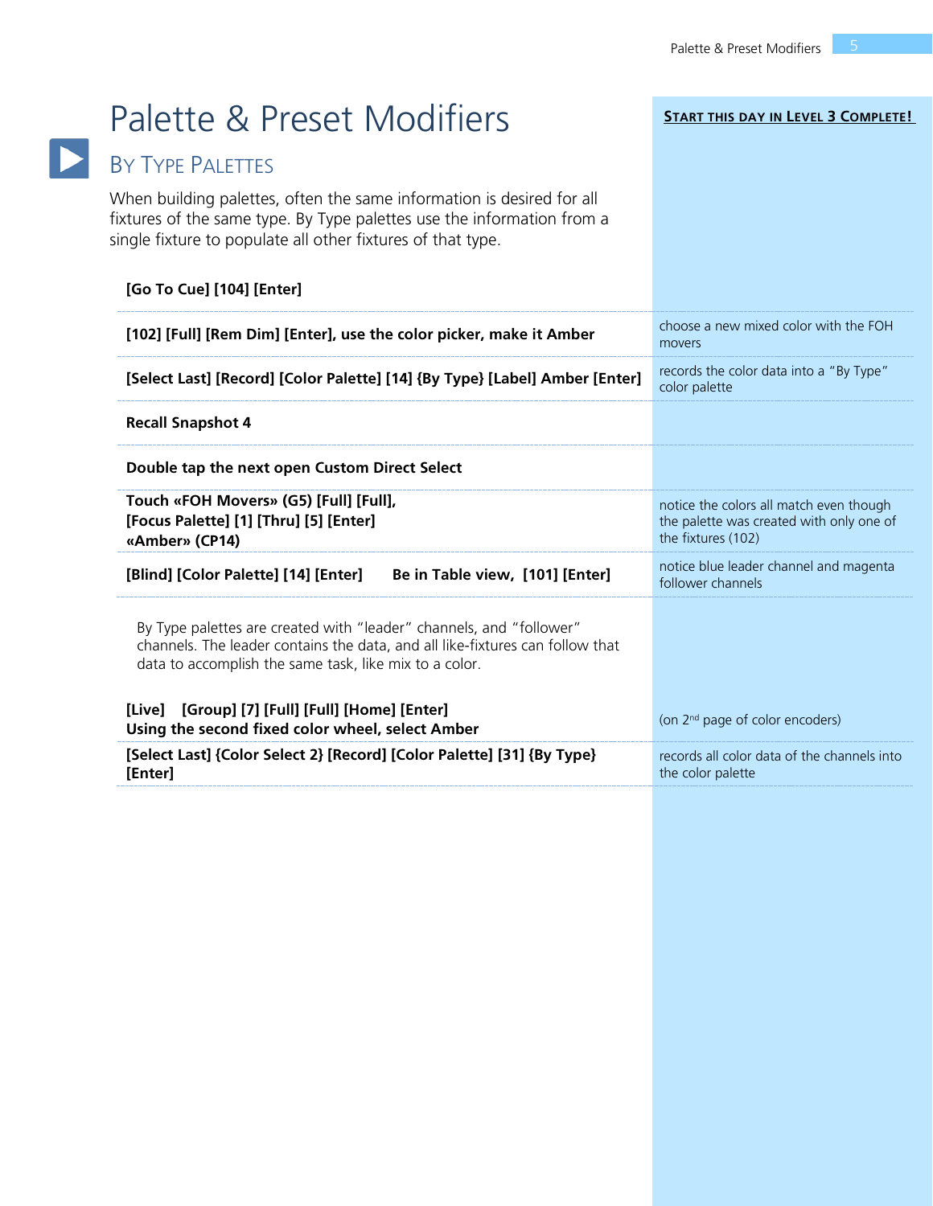# Palette & Preset Modifiers

**START THIS DAY IN LEVEL 3 COMPLETE!**

## By Type Palettes

When building palettes, often the same information is desired for all fixtures of the same type. By Type palettes use the information from a single fixture to populate all other fixtures of that type.

| Step | Notes |
|---|---|
| **[Go To Cue] [104] [Enter]** | |
| **[102] [Full] [Rem Dim] [Enter], use the color picker, make it Amber** | choose a new mixed color with the FOH movers |
| **[Select Last] [Record] [Color Palette] [14] {By Type} [Label] Amber [Enter]** | records the color data into a "By Type" color palette |
| **Recall Snapshot 4** | |
| **Double tap the next open Custom Direct Select** | |
| **Touch «FOH Movers» (G5) [Full] [Full], [Focus Palette] [1] [Thru] [5] [Enter] «Amber» (CP14)** | notice the colors all match even though the palette was created with only one of the fixtures (102) |
| **[Blind] [Color Palette] [14] [Enter] Be in Table view, [101] [Enter]** | notice blue leader channel and magenta follower channels |

By Type palettes are created with "leader" channels, and "follower" channels. The leader contains the data, and all like-fixtures can follow that data to accomplish the same task, like mix to a color.

| Step | Notes |
|---|---|
| **[Live] [Group] [7] [Full] [Full] [Home] [Enter] Using the second fixed color wheel, select Amber** | (on 2nd page of color encoders) |
| **[Select Last] {Color Select 2} [Record] [Color Palette] [31] {By Type} [Enter]** | records all color data of the channels into the color palette |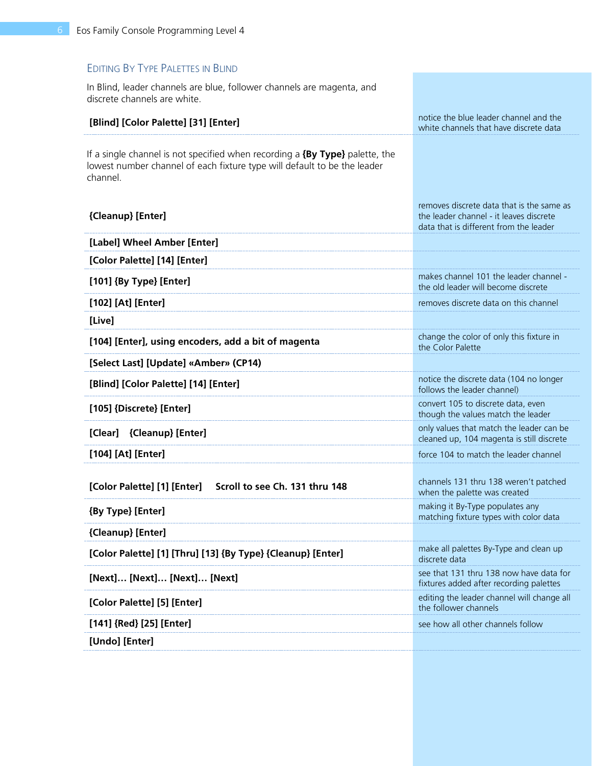## Editing By Type Palettes in Blind

In Blind, leader channels are blue, follower channels are magenta, and discrete channels are white.

| | |
|---|---|
| **[Blind] [Color Palette] [31] [Enter]** | notice the blue leader channel and the white channels that have discrete data |

If a single channel is not specified when recording a **{By Type}** palette, the lowest number channel of each fixture type will default to be the leader channel.

| | |
|---|---|
| **{Cleanup} [Enter]** | removes discrete data that is the same as the leader channel - it leaves discrete data that is different from the leader |
| **[Label] Wheel Amber [Enter]** | |
| **[Color Palette] [14] [Enter]** | |
| **[101] {By Type} [Enter]** | makes channel 101 the leader channel - the old leader will become discrete |
| **[102] [At] [Enter]** | removes discrete data on this channel |
| **[Live]** | |
| **[104] [Enter], using encoders, add a bit of magenta** | change the color of only this fixture in the Color Palette |
| **[Select Last] [Update] «Amber» (CP14)** | |
| **[Blind] [Color Palette] [14] [Enter]** | notice the discrete data (104 no longer follows the leader channel) |
| **[105] {Discrete} [Enter]** | convert 105 to discrete data, even though the values match the leader |
| **[Clear] {Cleanup} [Enter]** | only values that match the leader can be cleaned up, 104 magenta is still discrete |
| **[104] [At] [Enter]** | force 104 to match the leader channel |
| **[Color Palette] [1] [Enter] Scroll to see Ch. 131 thru 148** | channels 131 thru 138 weren't patched when the palette was created |
| **{By Type} [Enter]** | making it By-Type populates any matching fixture types with color data |
| **{Cleanup} [Enter]** | |
| **[Color Palette] [1] [Thru] [13] {By Type} {Cleanup} [Enter]** | make all palettes By-Type and clean up discrete data |
| **[Next]… [Next]… [Next]… [Next]** | see that 131 thru 138 now have data for fixtures added after recording palettes |
| **[Color Palette] [5] [Enter]** | editing the leader channel will change all the follower channels |
| **[141] {Red} [25] [Enter]** | see how all other channels follow |
| **[Undo] [Enter]** | |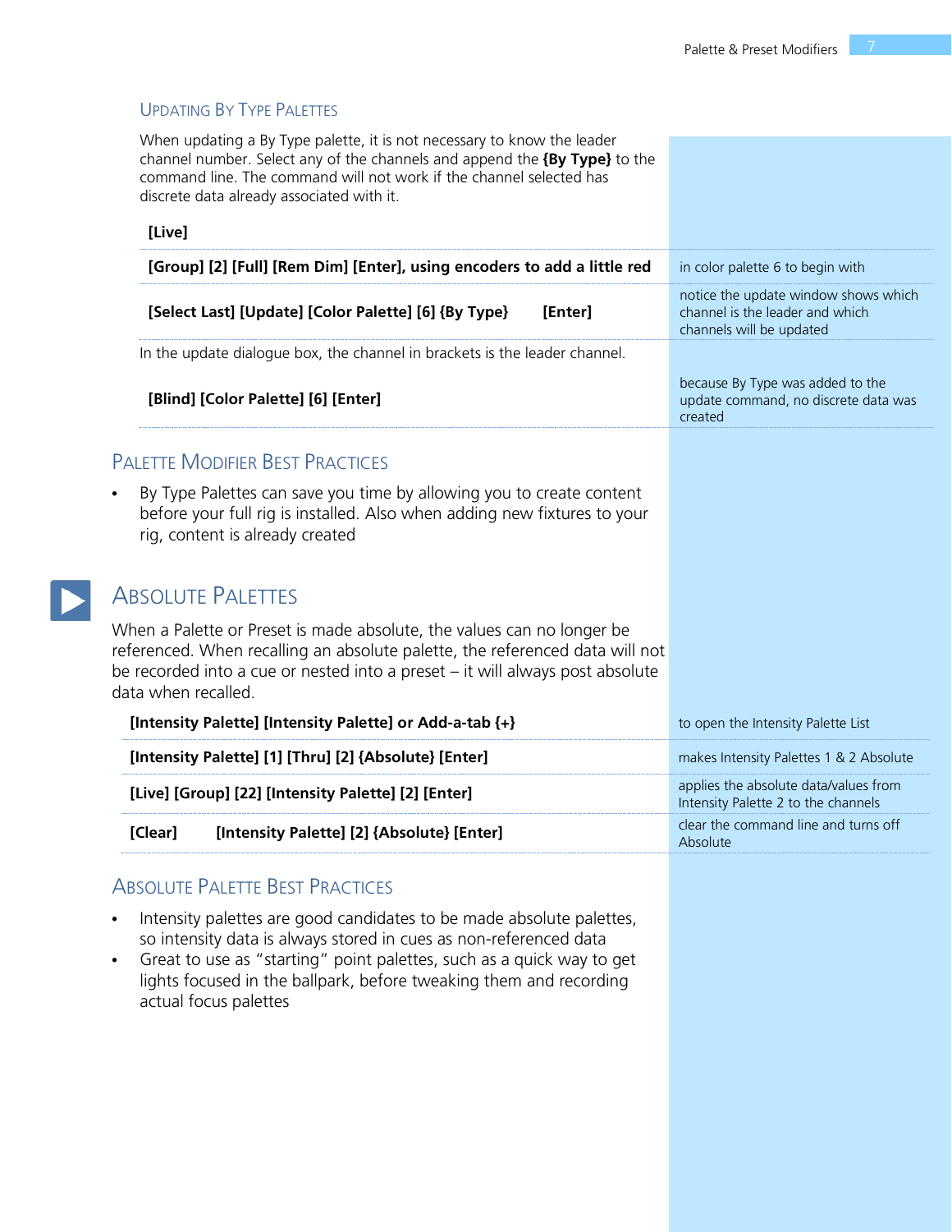### Updating By Type Palettes

When updating a By Type palette, it is not necessary to know the leader channel number. Select any of the channels and append the **{By Type}** to the command line. The command will not work if the channel selected has discrete data already associated with it.

| Command | Notes |
| --- | --- |
| **[Live]** | |
| **[Group] [2] [Full] [Rem Dim] [Enter], using encoders to add a little red** | in color palette 6 to begin with |
| **[Select Last] [Update] [Color Palette] [6] {By Type} [Enter]** | notice the update window shows which channel is the leader and which channels will be updated |

In the update dialogue box, the channel in brackets is the leader channel.

| Command | Notes |
| --- | --- |
| **[Blind] [Color Palette] [6] [Enter]** | because By Type was added to the update command, no discrete data was created |

## Palette Modifier Best Practices

- By Type Palettes can save you time by allowing you to create content before your full rig is installed. Also when adding new fixtures to your rig, content is already created

## Absolute Palettes

When a Palette or Preset is made absolute, the values can no longer be referenced. When recalling an absolute palette, the referenced data will not be recorded into a cue or nested into a preset – it will always post absolute data when recalled.

| Command | Notes |
| --- | --- |
| **[Intensity Palette] [Intensity Palette] or Add-a-tab {+}** | to open the Intensity Palette List |
| **[Intensity Palette] [1] [Thru] [2] {Absolute} [Enter]** | makes Intensity Palettes 1 & 2 Absolute |
| **[Live] [Group] [22] [Intensity Palette] [2] [Enter]** | applies the absolute data/values from Intensity Palette 2 to the channels |
| **[Clear] [Intensity Palette] [2] {Absolute} [Enter]** | clear the command line and turns off Absolute |

## Absolute Palette Best Practices

- Intensity palettes are good candidates to be made absolute palettes, so intensity data is always stored in cues as non-referenced data
- Great to use as "starting" point palettes, such as a quick way to get lights focused in the ballpark, before tweaking them and recording actual focus palettes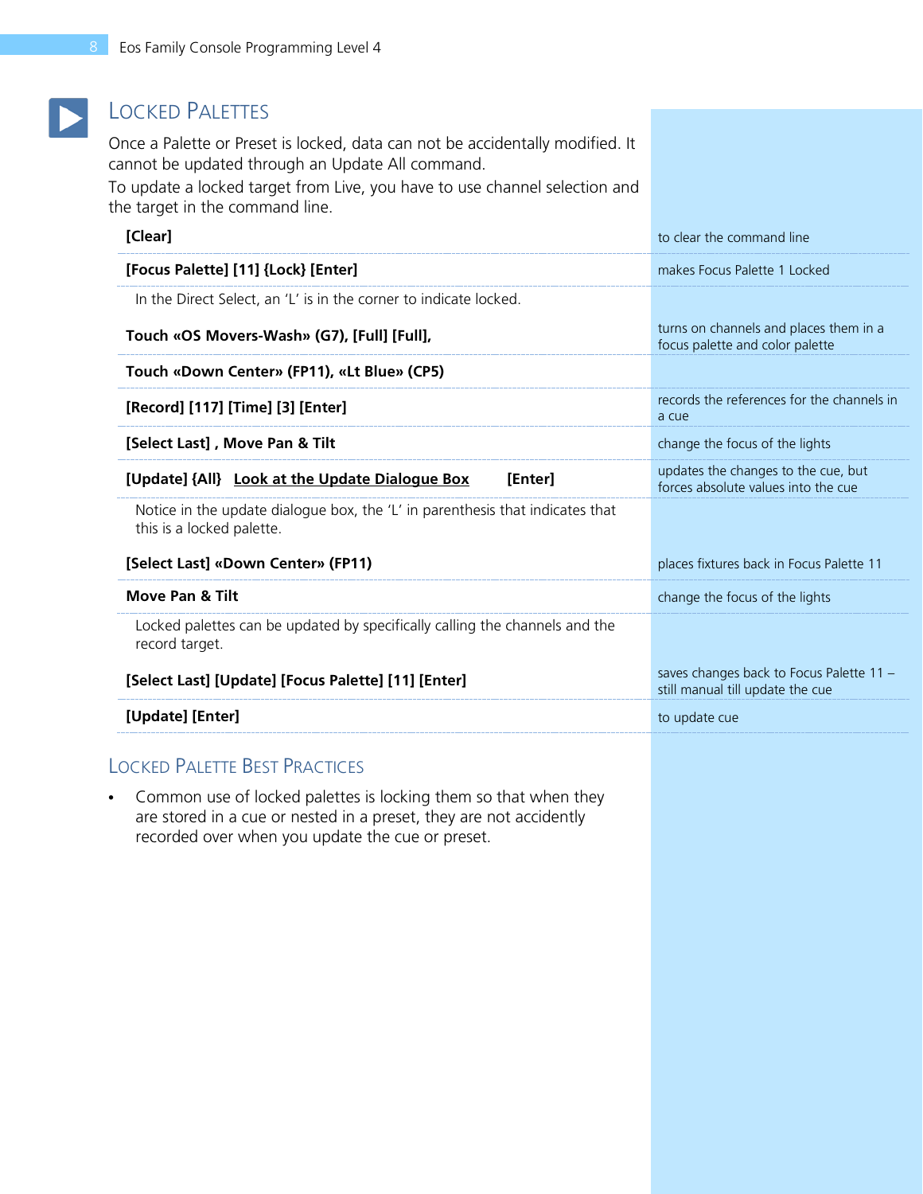## Locked Palettes

Once a Palette or Preset is locked, data can not be accidentally modified. It cannot be updated through an Update All command.

To update a locked target from Live, you have to use channel selection and the target in the command line.

| Command | Description |
|---|---|
| **[Clear]** | to clear the command line |
| **[Focus Palette] [11] {Lock} [Enter]** | makes Focus Palette 1 Locked |
| In the Direct Select, an 'L' is in the corner to indicate locked. | |
| **Touch «OS Movers-Wash» (G7), [Full] [Full],** | turns on channels and places them in a focus palette and color palette |
| **Touch «Down Center» (FP11), «Lt Blue» (CP5)** | |
| **[Record] [117] [Time] [3] [Enter]** | records the references for the channels in a cue |
| **[Select Last] , Move Pan & Tilt** | change the focus of the lights |
| **[Update] {All} <u>Look at the Update Dialogue Box</u> [Enter]** | updates the changes to the cue, but forces absolute values into the cue |
| Notice in the update dialogue box, the 'L' in parenthesis that indicates that this is a locked palette. | |
| **[Select Last] «Down Center» (FP11)** | places fixtures back in Focus Palette 11 |
| **Move Pan & Tilt** | change the focus of the lights |
| Locked palettes can be updated by specifically calling the channels and the record target. | |
| **[Select Last] [Update] [Focus Palette] [11] [Enter]** | saves changes back to Focus Palette 11 – still manual till update the cue |
| **[Update] [Enter]** | to update cue |

### Locked Palette Best Practices

- Common use of locked palettes is locking them so that when they are stored in a cue or nested in a preset, they are not accidently recorded over when you update the cue or preset.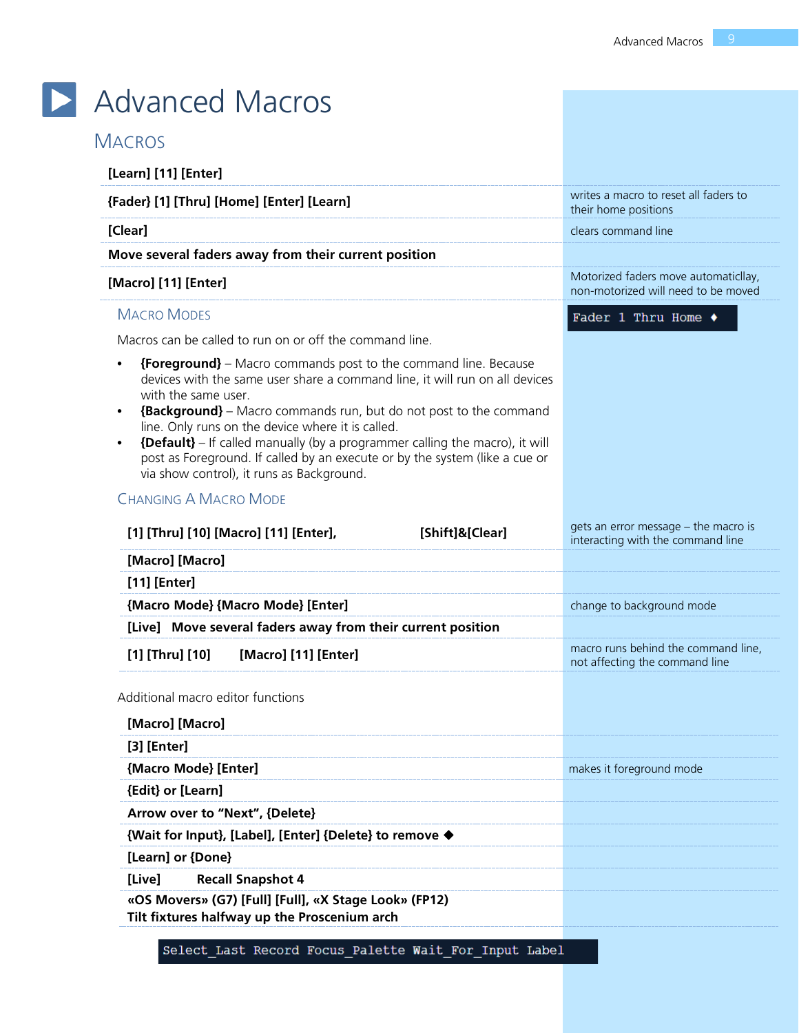# Advanced Macros

## Macros

| Command | Note |
|---|---|
| [Learn] [11] [Enter] | |
| {Fader} [1] [Thru] [Home] [Enter] [Learn] | writes a macro to reset all faders to their home positions |
| [Clear] | clears command line |
| Move several faders away from their current position | |
| [Macro] [11] [Enter] | Motorized faders move automaticllay, non-motorized will need to be moved |

```
Fader 1 Thru Home ♦
```

### Macro Modes

Macros can be called to run on or off the command line.

- **{Foreground}** – Macro commands post to the command line. Because devices with the same user share a command line, it will run on all devices with the same user.
- **{Background}** – Macro commands run, but do not post to the command line. Only runs on the device where it is called.
- **{Default}** – If called manually (by a programmer calling the macro), it will post as Foreground. If called by an execute or by the system (like a cue or via show control), it runs as Background.

### Changing A Macro Mode

| Command | Note |
|---|---|
| [1] [Thru] [10] [Macro] [11] [Enter], [Shift]&[Clear] | gets an error message – the macro is interacting with the command line |
| [Macro] [Macro] | |
| [11] [Enter] | |
| {Macro Mode} {Macro Mode} [Enter] | change to background mode |
| [Live] Move several faders away from their current position | |
| [1] [Thru] [10] [Macro] [11] [Enter] | macro runs behind the command line, not affecting the command line |

Additional macro editor functions

| Command | Note |
|---|---|
| [Macro] [Macro] | |
| [3] [Enter] | |
| {Macro Mode} [Enter] | makes it foreground mode |
| {Edit} or [Learn] | |
| Arrow over to "Next", {Delete} | |
| {Wait for Input}, [Label], [Enter] {Delete} to remove ◆ | |
| [Learn] or {Done} | |
| [Live] Recall Snapshot 4 | |
| «OS Movers» (G7) [Full] [Full], «X Stage Look» (FP12) Tilt fixtures halfway up the Proscenium arch | |

```
Select_Last Record Focus_Palette Wait_For_Input Label
```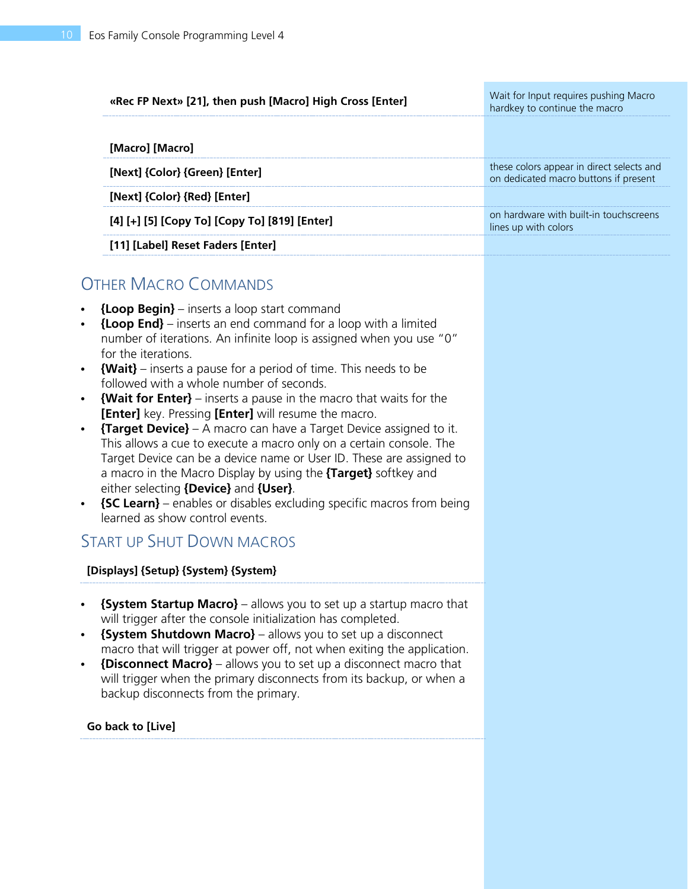| | |
|---|---|
| **«Rec FP Next» [21], then push [Macro] High Cross [Enter]** | Wait for Input requires pushing Macro hardkey to continue the macro |
| **[Macro] [Macro]** | |
| **[Next] {Color} {Green} [Enter]** | these colors appear in direct selects and on dedicated macro buttons if present |
| **[Next] {Color} {Red} [Enter]** | |
| **[4] [+] [5] [Copy To] [Copy To] [819] [Enter]** | on hardware with built-in touchscreens lines up with colors |
| **[11] [Label] Reset Faders [Enter]** | |

## Other Macro Commands

- **{Loop Begin}** – inserts a loop start command
- **{Loop End}** – inserts an end command for a loop with a limited number of iterations. An infinite loop is assigned when you use "0" for the iterations.
- **{Wait}** – inserts a pause for a period of time. This needs to be followed with a whole number of seconds.
- **{Wait for Enter}** – inserts a pause in the macro that waits for the **[Enter]** key. Pressing **[Enter]** will resume the macro.
- **{Target Device}** – A macro can have a Target Device assigned to it. This allows a cue to execute a macro only on a certain console. The Target Device can be a device name or User ID. These are assigned to a macro in the Macro Display by using the **{Target}** softkey and either selecting **{Device}** and **{User}**.
- **{SC Learn}** – enables or disables excluding specific macros from being learned as show control events.

## Start up Shut Down macros

**[Displays] {Setup} {System} {System}**

- **{System Startup Macro}** – allows you to set up a startup macro that will trigger after the console initialization has completed.
- **{System Shutdown Macro}** – allows you to set up a disconnect macro that will trigger at power off, not when exiting the application.
- **{Disconnect Macro}** – allows you to set up a disconnect macro that will trigger when the primary disconnects from its backup, or when a backup disconnects from the primary.

**Go back to [Live]**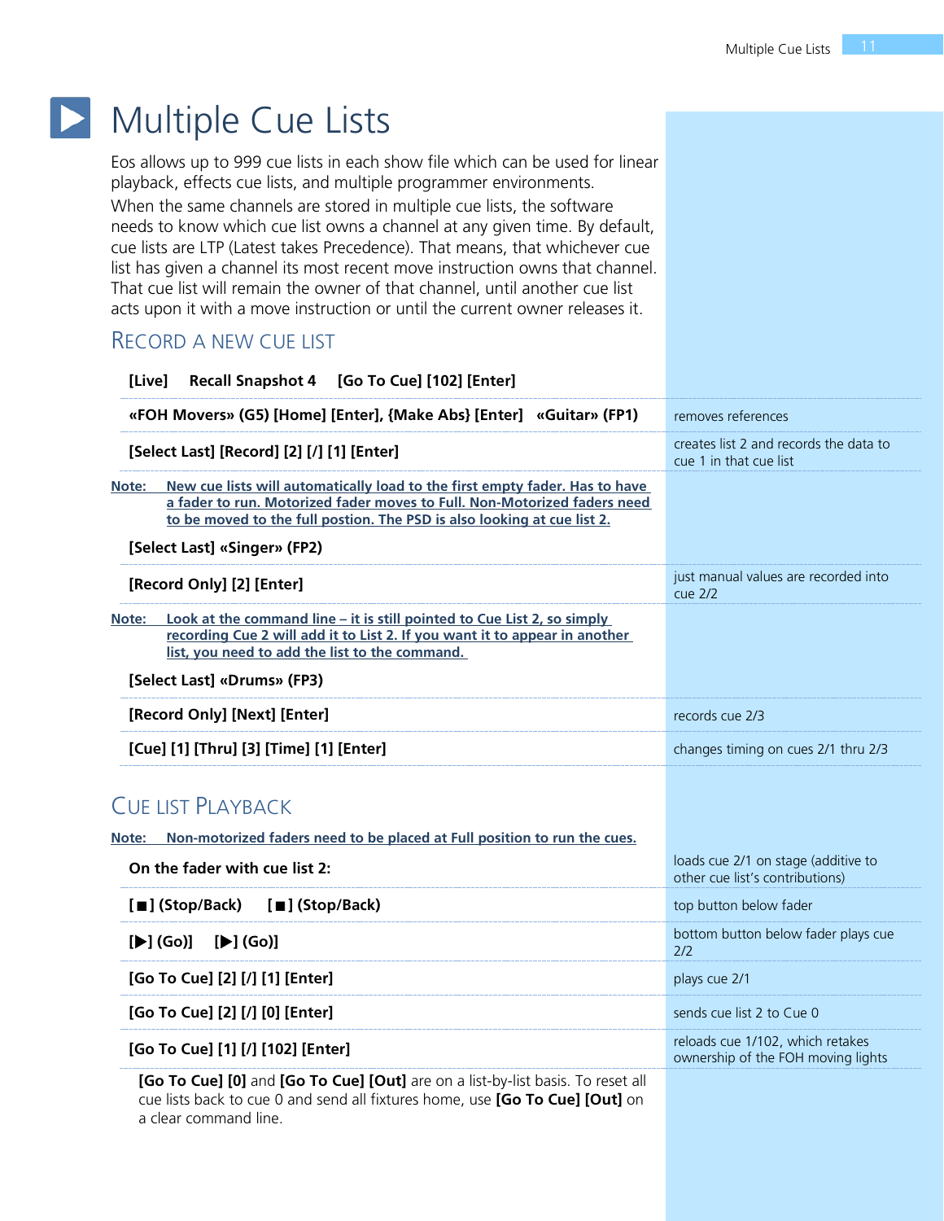# Multiple Cue Lists

Eos allows up to 999 cue lists in each show file which can be used for linear playback, effects cue lists, and multiple programmer environments.

When the same channels are stored in multiple cue lists, the software needs to know which cue list owns a channel at any given time. By default, cue lists are LTP (Latest takes Precedence). That means, that whichever cue list has given a channel its most recent move instruction owns that channel. That cue list will remain the owner of that channel, until another cue list acts upon it with a move instruction or until the current owner releases it.

## Record a New Cue List

**[Live]  Recall Snapshot 4  [Go To Cue] [102] [Enter]**

| | |
|---|---|
| **«FOH Movers» (G5) [Home] [Enter], {Make Abs} [Enter]  «Guitar» (FP1)** | removes references |
| **[Select Last] [Record] [2] [/] [1] [Enter]** | creates list 2 and records the data to cue 1 in that cue list |

**Note:** New cue lists will automatically load to the first empty fader. Has to have a fader to run. Motorized fader moves to Full. Non-Motorized faders need to be moved to the full postion. The PSD is also looking at cue list 2.

**[Select Last] «Singer» (FP2)**

| | |
|---|---|
| **[Record Only] [2] [Enter]** | just manual values are recorded into cue 2/2 |

**Note:** Look at the command line – it is still pointed to Cue List 2, so simply recording Cue 2 will add it to List 2. If you want it to appear in another list, you need to add the list to the command.

**[Select Last] «Drums» (FP3)**

| | |
|---|---|
| **[Record Only] [Next] [Enter]** | records cue 2/3 |
| **[Cue] [1] [Thru] [3] [Time] [1] [Enter]** | changes timing on cues 2/1 thru 2/3 |

## Cue List Playback

**Note:** Non-motorized faders need to be placed at Full position to run the cues.

| | |
|---|---|
| **On the fader with cue list 2:** | loads cue 2/1 on stage (additive to other cue list's contributions) |
| **[■] (Stop/Back)  [■] (Stop/Back)** | top button below fader |
| **[▶] (Go)]  [▶] (Go)]** | bottom button below fader plays cue 2/2 |
| **[Go To Cue] [2] [/] [1] [Enter]** | plays cue 2/1 |
| **[Go To Cue] [2] [/] [0] [Enter]** | sends cue list 2 to Cue 0 |
| **[Go To Cue] [1] [/] [102] [Enter]** | reloads cue 1/102, which retakes ownership of the FOH moving lights |

**[Go To Cue] [0]** and **[Go To Cue] [Out]** are on a list-by-list basis. To reset all cue lists back to cue 0 and send all fixtures home, use **[Go To Cue] [Out]** on a clear command line.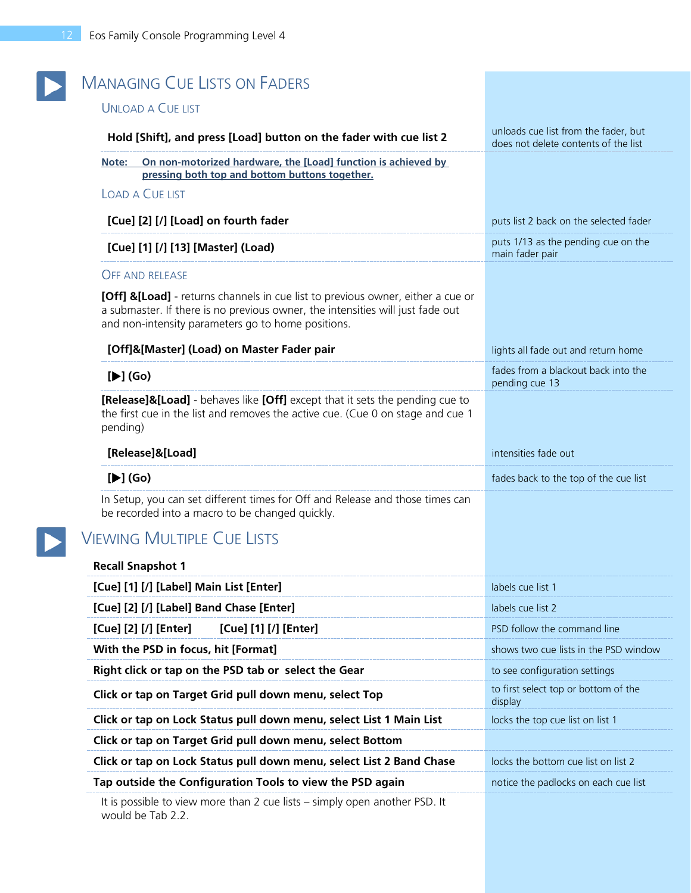# MANAGING CUE LISTS ON FADERS

## UNLOAD A CUE LIST

| | |
|---|---|
| **Hold [Shift], and press [Load] button on the fader with cue list 2** | unloads cue list from the fader, but does not delete contents of the list |

**Note: On non-motorized hardware, the [Load] function is achieved by pressing both top and bottom buttons together.**

## LOAD A CUE LIST

| | |
|---|---|
| **[Cue] [2] [/] [Load] on fourth fader** | puts list 2 back on the selected fader |
| **[Cue] [1] [/] [13] [Master] (Load)** | puts 1/13 as the pending cue on the main fader pair |

## OFF AND RELEASE

**[Off] &[Load]** - returns channels in cue list to previous owner, either a cue or a submaster. If there is no previous owner, the intensities will just fade out and non-intensity parameters go to home positions.

| | |
|---|---|
| **[Off]&[Master] (Load) on Master Fader pair** | lights all fade out and return home |
| **[▶] (Go)** | fades from a blackout back into the pending cue 13 |

**[Release]&[Load]** - behaves like **[Off]** except that it sets the pending cue to the first cue in the list and removes the active cue. (Cue 0 on stage and cue 1 pending)

| | |
|---|---|
| **[Release]&[Load]** | intensities fade out |
| **[▶] (Go)** | fades back to the top of the cue list |

In Setup, you can set different times for Off and Release and those times can be recorded into a macro to be changed quickly.

# VIEWING MULTIPLE CUE LISTS

| | |
|---|---|
| **Recall Snapshot 1** | |
| **[Cue] [1] [/] [Label] Main List [Enter]** | labels cue list 1 |
| **[Cue] [2] [/] [Label] Band Chase [Enter]** | labels cue list 2 |
| **[Cue] [2] [/] [Enter] [Cue] [1] [/] [Enter]** | PSD follow the command line |
| **With the PSD in focus, hit [Format]** | shows two cue lists in the PSD window |
| **Right click or tap on the PSD tab or select the Gear** | to see configuration settings |
| **Click or tap on Target Grid pull down menu, select Top** | to first select top or bottom of the display |
| **Click or tap on Lock Status pull down menu, select List 1 Main List** | locks the top cue list on list 1 |
| **Click or tap on Target Grid pull down menu, select Bottom** | |
| **Click or tap on Lock Status pull down menu, select List 2 Band Chase** | locks the bottom cue list on list 2 |
| **Tap outside the Configuration Tools to view the PSD again** | notice the padlocks on each cue list |

It is possible to view more than 2 cue lists – simply open another PSD. It would be Tab 2.2.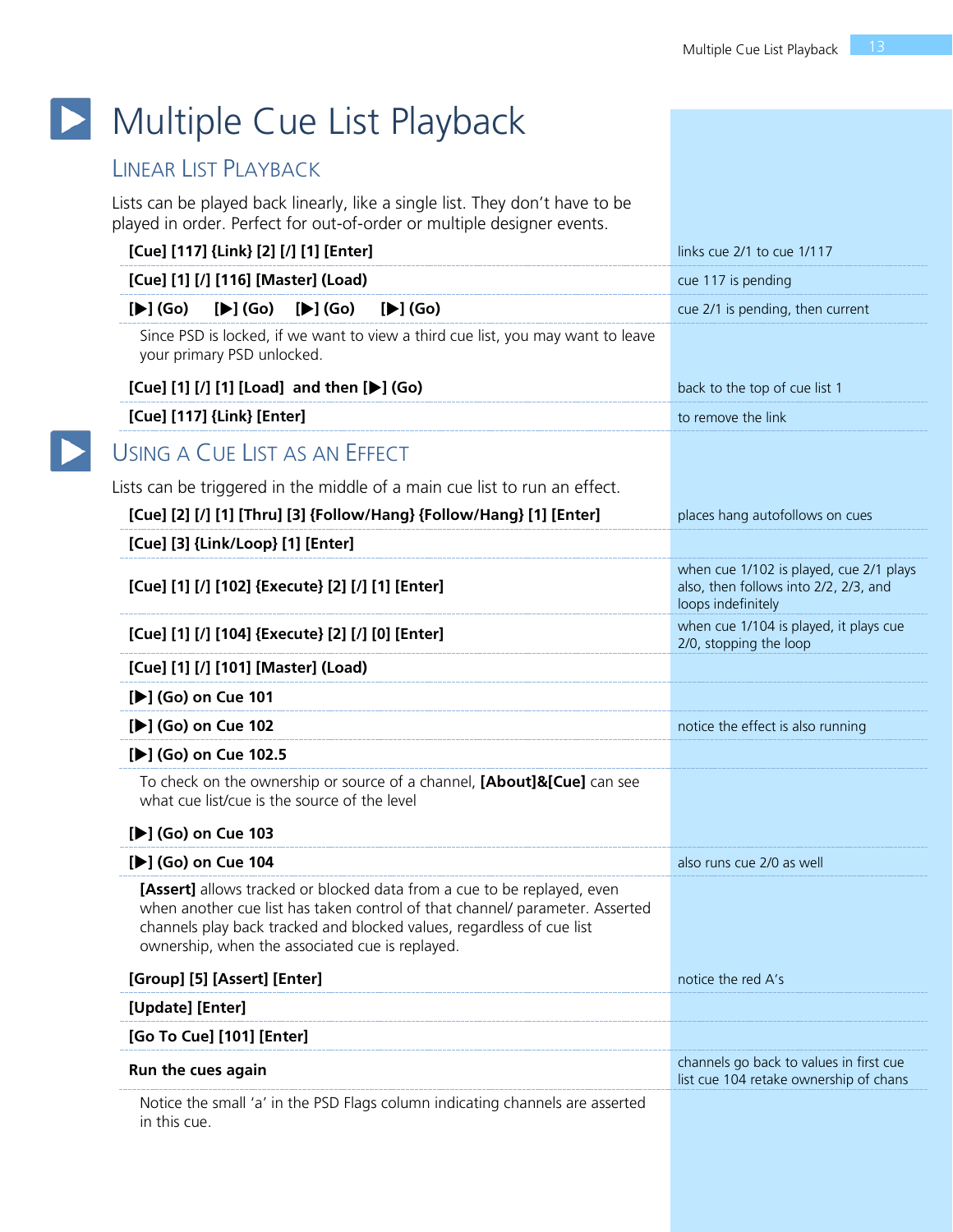# Multiple Cue List Playback

## Linear List Playback

Lists can be played back linearly, like a single list. They don't have to be played in order. Perfect for out-of-order or multiple designer events.

| | |
|---|---|
| **[Cue] [117] {Link} [2] [/] [1] [Enter]** | links cue 2/1 to cue 1/117 |
| **[Cue] [1] [/] [116] [Master] (Load)** | cue 117 is pending |
| **[▶] (Go) [▶] (Go) [▶] (Go) [▶] (Go)** | cue 2/1 is pending, then current |

Since PSD is locked, if we want to view a third cue list, you may want to leave your primary PSD unlocked.

| | |
|---|---|
| **[Cue] [1] [/] [1] [Load] and then [▶] (Go)** | back to the top of cue list 1 |
| **[Cue] [117] {Link} [Enter]** | to remove the link |

## Using a Cue List as an Effect

Lists can be triggered in the middle of a main cue list to run an effect.

| | |
|---|---|
| **[Cue] [2] [/] [1] [Thru] [3] {Follow/Hang} {Follow/Hang} [1] [Enter]** | places hang autofollows on cues |
| **[Cue] [3] {Link/Loop} [1] [Enter]** | |
| **[Cue] [1] [/] [102] {Execute} [2] [/] [1] [Enter]** | when cue 1/102 is played, cue 2/1 plays also, then follows into 2/2, 2/3, and loops indefinitely |
| **[Cue] [1] [/] [104] {Execute} [2] [/] [0] [Enter]** | when cue 1/104 is played, it plays cue 2/0, stopping the loop |
| **[Cue] [1] [/] [101] [Master] (Load)** | |
| **[▶] (Go) on Cue 101** | |
| **[▶] (Go) on Cue 102** | notice the effect is also running |
| **[▶] (Go) on Cue 102.5** | |

To check on the ownership or source of a channel, **[About]&[Cue]** can see what cue list/cue is the source of the level

| | |
|---|---|
| **[▶] (Go) on Cue 103** | |
| **[▶] (Go) on Cue 104** | also runs cue 2/0 as well |

**[Assert]** allows tracked or blocked data from a cue to be replayed, even when another cue list has taken control of that channel/ parameter. Asserted channels play back tracked and blocked values, regardless of cue list ownership, when the associated cue is replayed.

| | |
|---|---|
| **[Group] [5] [Assert] [Enter]** | notice the red A's |
| **[Update] [Enter]** | |
| **[Go To Cue] [101] [Enter]** | |
| **Run the cues again** | channels go back to values in first cue list cue 104 retake ownership of chans |

Notice the small 'a' in the PSD Flags column indicating channels are asserted in this cue.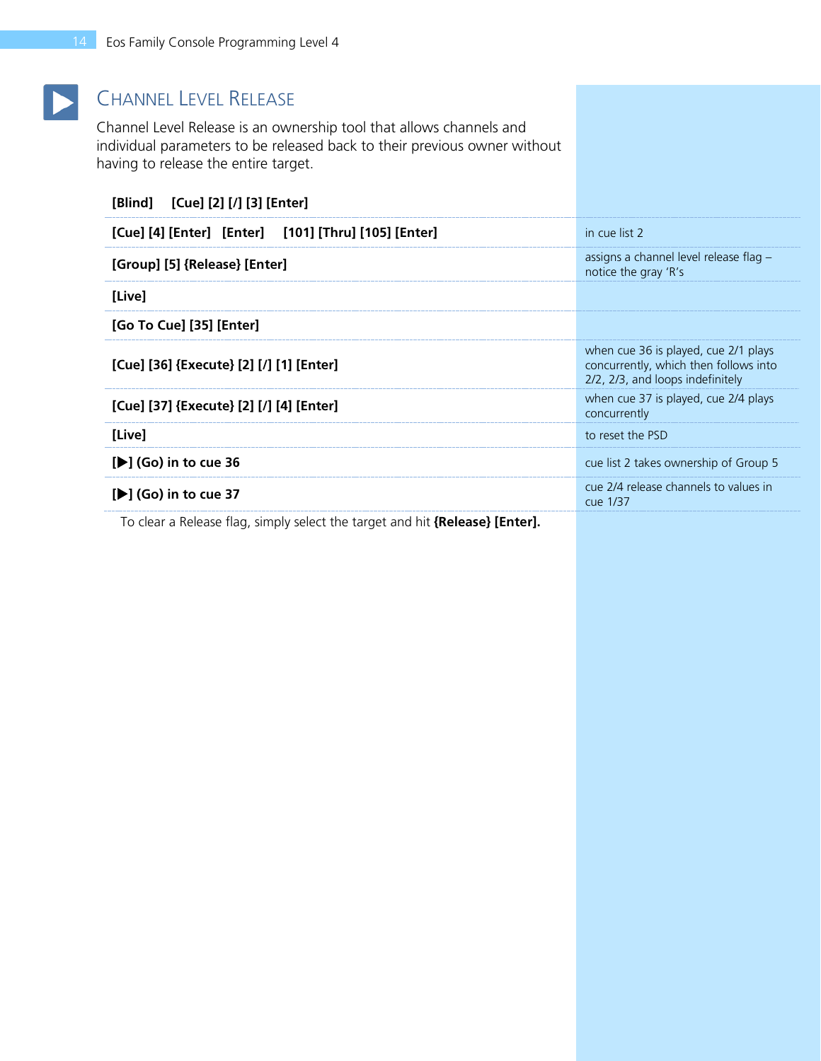# Channel Level Release

Channel Level Release is an ownership tool that allows channels and individual parameters to be released back to their previous owner without having to release the entire target.

| | |
|---|---|
| **[Blind] [Cue] [2] [/] [3] [Enter]** | |
| **[Cue] [4] [Enter] [Enter] [101] [Thru] [105] [Enter]** | in cue list 2 |
| **[Group] [5] {Release} [Enter]** | assigns a channel level release flag – notice the gray 'R's |
| **[Live]** | |
| **[Go To Cue] [35] [Enter]** | |
| **[Cue] [36] {Execute} [2] [/] [1] [Enter]** | when cue 36 is played, cue 2/1 plays concurrently, which then follows into 2/2, 2/3, and loops indefinitely |
| **[Cue] [37] {Execute} [2] [/] [4] [Enter]** | when cue 37 is played, cue 2/4 plays concurrently |
| **[Live]** | to reset the PSD |
| **[▶] (Go) in to cue 36** | cue list 2 takes ownership of Group 5 |
| **[▶] (Go) in to cue 37** | cue 2/4 release channels to values in cue 1/37 |

To clear a Release flag, simply select the target and hit **{Release} [Enter].**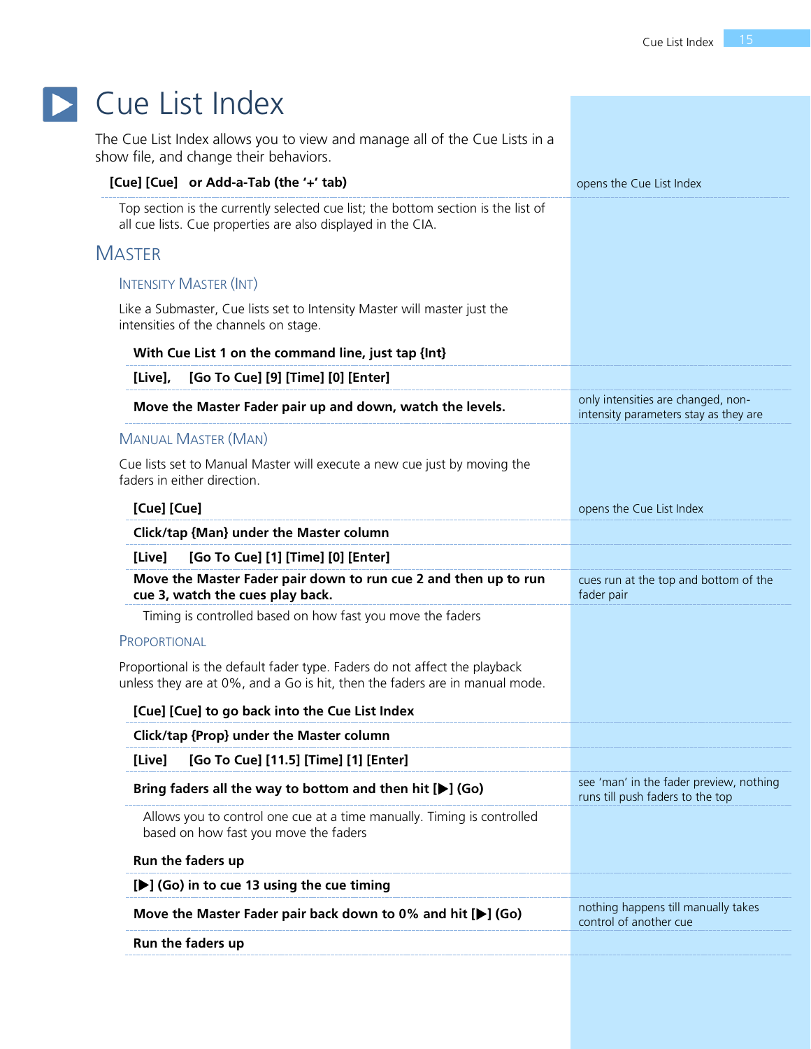# Cue List Index

The Cue List Index allows you to view and manage all of the Cue Lists in a show file, and change their behaviors.

| Action | Notes |
| --- | --- |
| **[Cue] [Cue] or Add-a-Tab (the '+' tab)** | opens the Cue List Index |

Top section is the currently selected cue list; the bottom section is the list of all cue lists. Cue properties are also displayed in the CIA.

## Master

### Intensity Master (Int)

Like a Submaster, Cue lists set to Intensity Master will master just the intensities of the channels on stage.

| Action | Notes |
| --- | --- |
| **With Cue List 1 on the command line, just tap {Int}** | |
| **[Live], [Go To Cue] [9] [Time] [0] [Enter]** | |
| **Move the Master Fader pair up and down, watch the levels.** | only intensities are changed, non-intensity parameters stay as they are |

### Manual Master (Man)

Cue lists set to Manual Master will execute a new cue just by moving the faders in either direction.

| Action | Notes |
| --- | --- |
| **[Cue] [Cue]** | opens the Cue List Index |
| **Click/tap {Man} under the Master column** | |
| **[Live] [Go To Cue] [1] [Time] [0] [Enter]** | |
| **Move the Master Fader pair down to run cue 2 and then up to run cue 3, watch the cues play back.** | cues run at the top and bottom of the fader pair |

Timing is controlled based on how fast you move the faders

### Proportional

Proportional is the default fader type. Faders do not affect the playback unless they are at 0%, and a Go is hit, then the faders are in manual mode.

| Action | Notes |
| --- | --- |
| **[Cue] [Cue] to go back into the Cue List Index** | |
| **Click/tap {Prop} under the Master column** | |
| **[Live] [Go To Cue] [11.5] [Time] [1] [Enter]** | |
| **Bring faders all the way to bottom and then hit [▶] (Go)** | see 'man' in the fader preview, nothing runs till push faders to the top |

Allows you to control one cue at a time manually. Timing is controlled based on how fast you move the faders

| Action | Notes |
| --- | --- |
| **Run the faders up** | |
| **[▶] (Go) in to cue 13 using the cue timing** | |
| **Move the Master Fader pair back down to 0% and hit [▶] (Go)** | nothing happens till manually takes control of another cue |
| **Run the faders up** | |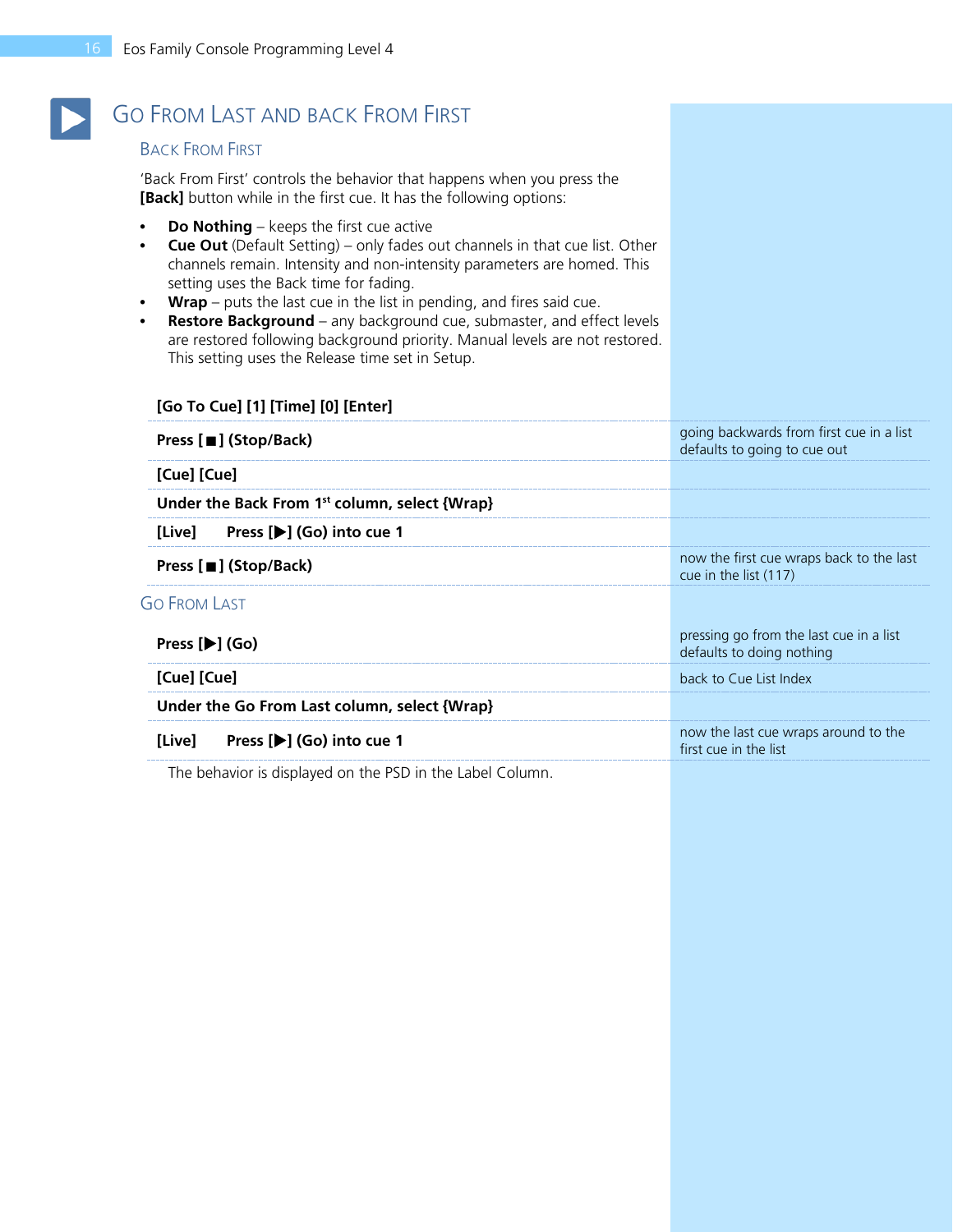# Go From Last and Back From First

## Back From First

'Back From First' controls the behavior that happens when you press the **[Back]** button while in the first cue. It has the following options:

- **Do Nothing** – keeps the first cue active
- **Cue Out** (Default Setting) – only fades out channels in that cue list. Other channels remain. Intensity and non-intensity parameters are homed. This setting uses the Back time for fading.
- **Wrap** – puts the last cue in the list in pending, and fires said cue.
- **Restore Background** – any background cue, submaster, and effect levels are restored following background priority. Manual levels are not restored. This setting uses the Release time set in Setup.

| Action | Note |
|---|---|
| **[Go To Cue] [1] [Time] [0] [Enter]** | |
| **Press [■] (Stop/Back)** | going backwards from first cue in a list defaults to going to cue out |
| **[Cue] [Cue]** | |
| **Under the Back From 1st column, select {Wrap}** | |
| **[Live] Press [▶] (Go) into cue 1** | |
| **Press [■] (Stop/Back)** | now the first cue wraps back to the last cue in the list (117) |

## Go From Last

| Action | Note |
|---|---|
| **Press [▶] (Go)** | pressing go from the last cue in a list defaults to doing nothing |
| **[Cue] [Cue]** | back to Cue List Index |
| **Under the Go From Last column, select {Wrap}** | |
| **[Live] Press [▶] (Go) into cue 1** | now the last cue wraps around to the first cue in the list |

The behavior is displayed on the PSD in the Label Column.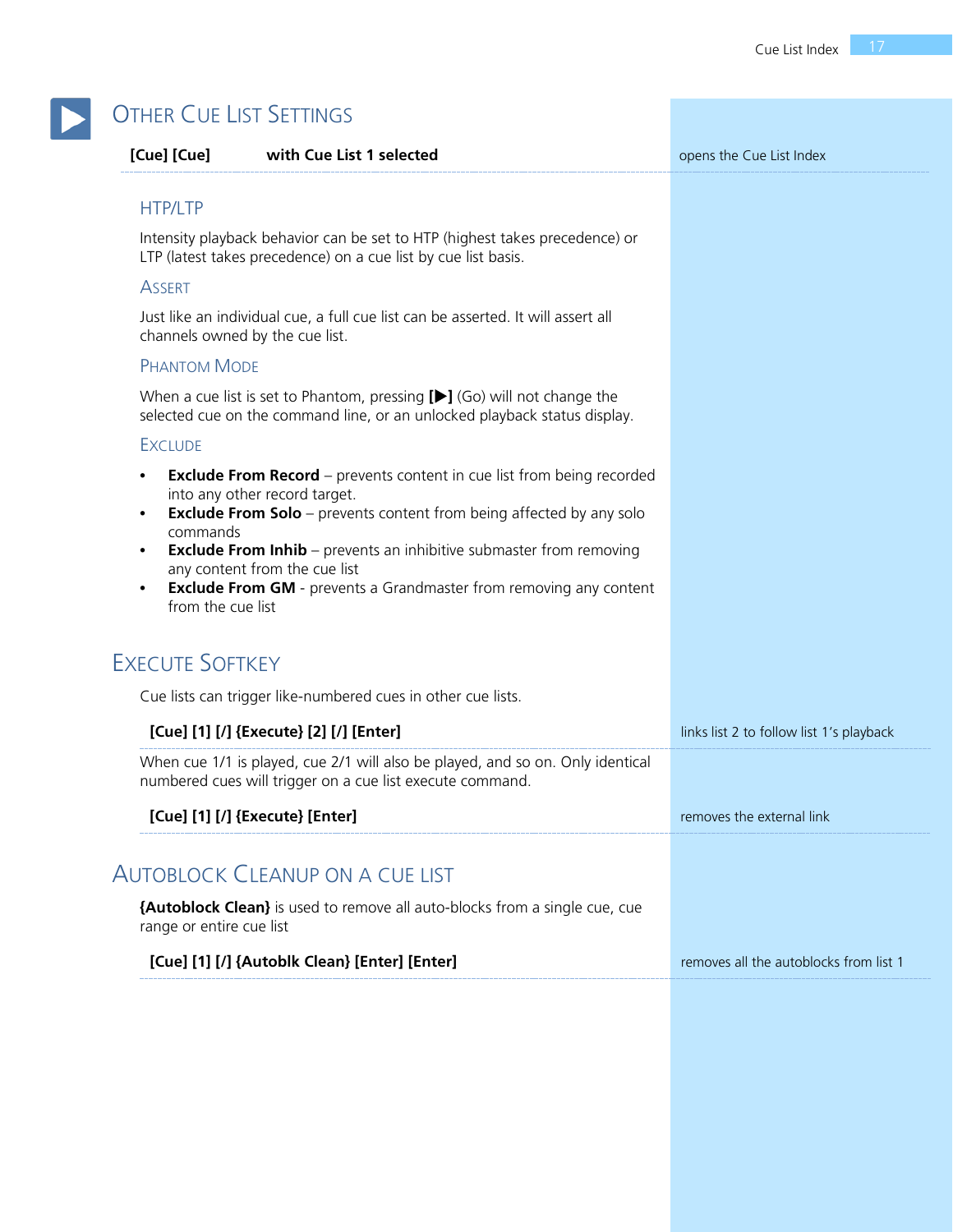## Other Cue List Settings

**[Cue] [Cue]** **with Cue List 1 selected** — opens the Cue List Index

### HTP/LTP

Intensity playback behavior can be set to HTP (highest takes precedence) or LTP (latest takes precedence) on a cue list by cue list basis.

### Assert

Just like an individual cue, a full cue list can be asserted. It will assert all channels owned by the cue list.

### Phantom Mode

When a cue list is set to Phantom, pressing **[▶]** (Go) will not change the selected cue on the command line, or an unlocked playback status display.

### Exclude

- **Exclude From Record** – prevents content in cue list from being recorded into any other record target.
- **Exclude From Solo** – prevents content from being affected by any solo commands
- **Exclude From Inhib** – prevents an inhibitive submaster from removing any content from the cue list
- **Exclude From GM** - prevents a Grandmaster from removing any content from the cue list

## Execute Softkey

Cue lists can trigger like-numbered cues in other cue lists.

**[Cue] [1] [/] {Execute} [2] [/] [Enter]** — links list 2 to follow list 1's playback

When cue 1/1 is played, cue 2/1 will also be played, and so on. Only identical numbered cues will trigger on a cue list execute command.

**[Cue] [1] [/] {Execute} [Enter]** — removes the external link

## Autoblock Cleanup on a Cue List

**{Autoblock Clean}** is used to remove all auto-blocks from a single cue, cue range or entire cue list

**[Cue] [1] [/] {Autoblk Clean} [Enter] [Enter]** — removes all the autoblocks from list 1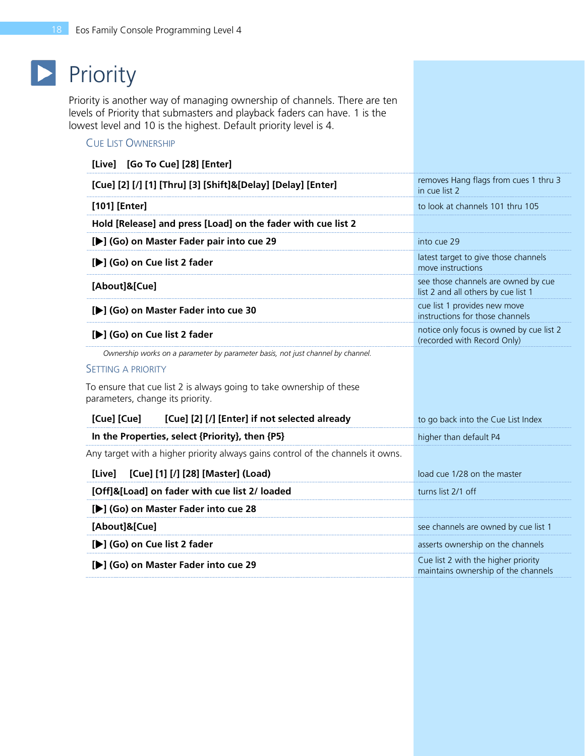# Priority

Priority is another way of managing ownership of channels. There are ten levels of Priority that submasters and playback faders can have. 1 is the lowest level and 10 is the highest. Default priority level is 4.

## Cue List Ownership

| Keystrokes | Notes |
|---|---|
| **[Live]  [Go To Cue] [28] [Enter]** | |
| **[Cue] [2] [/] [1] [Thru] [3] [Shift]&[Delay] [Delay] [Enter]** | removes Hang flags from cues 1 thru 3 in cue list 2 |
| **[101] [Enter]** | to look at channels 101 thru 105 |
| **Hold [Release] and press [Load] on the fader with cue list 2** | |
| **[▶] (Go) on Master Fader pair into cue 29** | into cue 29 |
| **[▶] (Go) on Cue list 2 fader** | latest target to give those channels move instructions |
| **[About]&[Cue]** | see those channels are owned by cue list 2 and all others by cue list 1 |
| **[▶] (Go) on Master Fader into cue 30** | cue list 1 provides new move instructions for those channels |
| **[▶] (Go) on Cue list 2 fader** | notice only focus is owned by cue list 2 (recorded with Record Only) |

*Ownership works on a parameter by parameter basis, not just channel by channel.*

## Setting a Priority

To ensure that cue list 2 is always going to take ownership of these parameters, change its priority.

| Keystrokes | Notes |
|---|---|
| **[Cue] [Cue]  [Cue] [2] [/] [Enter] if not selected already** | to go back into the Cue List Index |
| **In the Properties, select {Priority}, then {P5}** | higher than default P4 |

Any target with a higher priority always gains control of the channels it owns.

| Keystrokes | Notes |
|---|---|
| **[Live]  [Cue] [1] [/] [28] [Master] (Load)** | load cue 1/28 on the master |
| **[Off]&[Load] on fader with cue list 2/ loaded** | turns list 2/1 off |
| **[▶] (Go) on Master Fader into cue 28** | |
| **[About]&[Cue]** | see channels are owned by cue list 1 |
| **[▶] (Go) on Cue list 2 fader** | asserts ownership on the channels |
| **[▶] (Go) on Master Fader into cue 29** | Cue list 2 with the higher priority maintains ownership of the channels |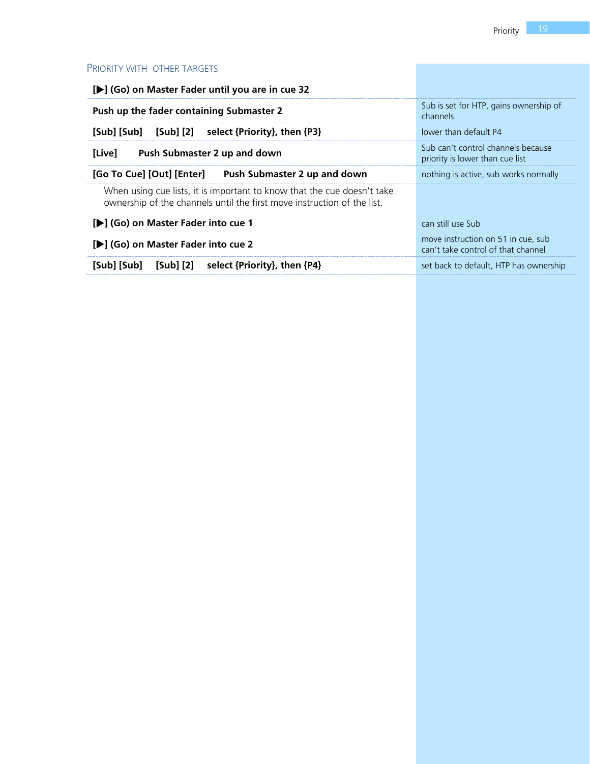## Priority with other targets

| | |
|---|---|
| **[▶] (Go) on Master Fader until you are in cue 32** | |
| **Push up the fader containing Submaster 2** | Sub is set for HTP, gains ownership of channels |
| **[Sub] [Sub] [Sub] [2] select {Priority}, then {P3}** | lower than default P4 |
| **[Live] Push Submaster 2 up and down** | Sub can't control channels because priority is lower than cue list |
| **[Go To Cue] [Out] [Enter] Push Submaster 2 up and down** | nothing is active, sub works normally |

When using cue lists, it is important to know that the cue doesn't take ownership of the channels until the first move instruction of the list.

| | |
|---|---|
| **[▶] (Go) on Master Fader into cue 1** | can still use Sub |
| **[▶] (Go) on Master Fader into cue 2** | move instruction on 51 in cue, sub can't take control of that channel |
| **[Sub] [Sub] [Sub] [2] select {Priority}, then {P4}** | set back to default, HTP has ownership |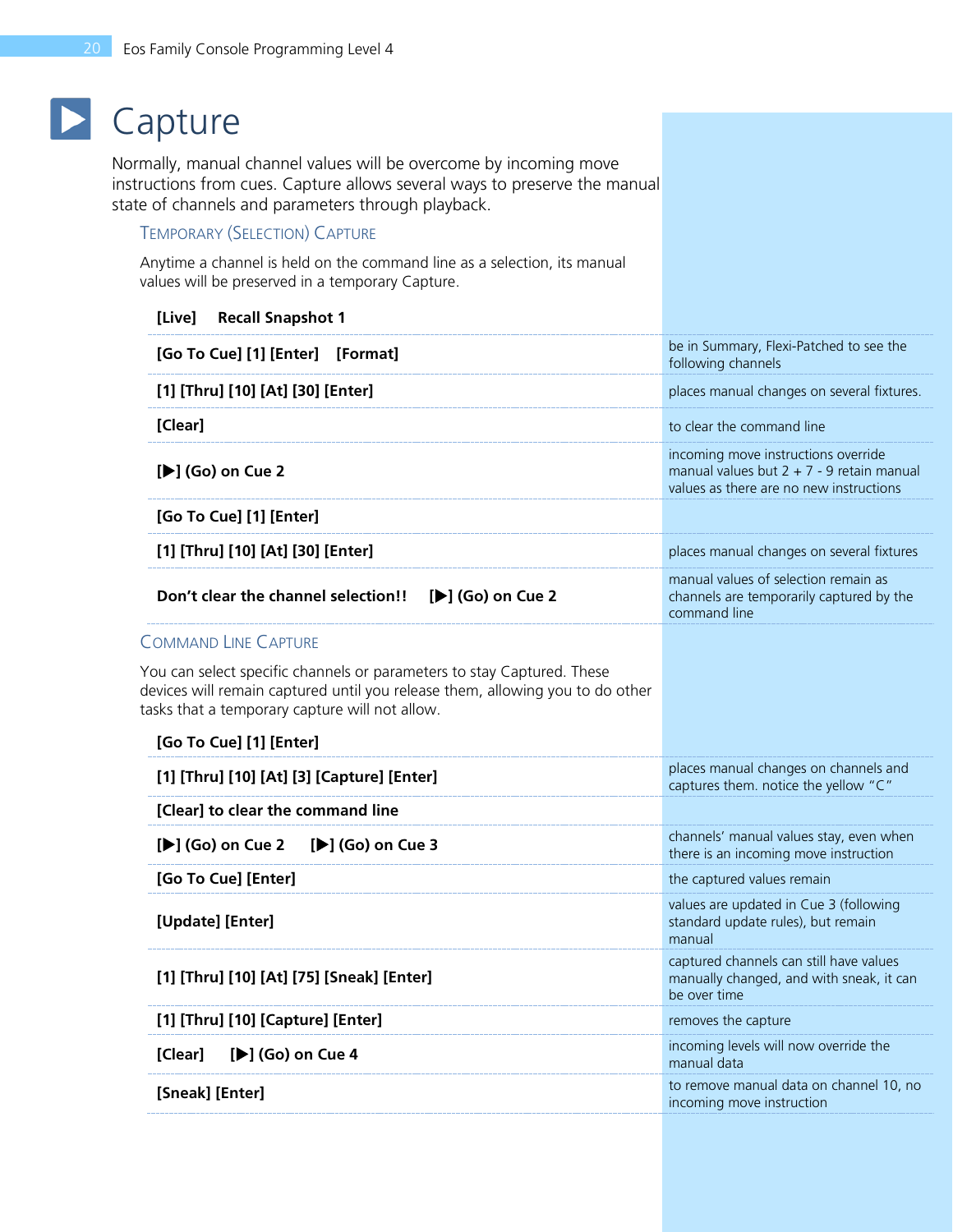# Capture

Normally, manual channel values will be overcome by incoming move instructions from cues. Capture allows several ways to preserve the manual state of channels and parameters through playback.

## Temporary (Selection) Capture

Anytime a channel is held on the command line as a selection, its manual values will be preserved in a temporary Capture.

| | |
|---|---|
| **[Live]   Recall Snapshot 1** | |
| **[Go To Cue] [1] [Enter]   [Format]** | be in Summary, Flexi-Patched to see the following channels |
| **[1] [Thru] [10] [At] [30] [Enter]** | places manual changes on several fixtures. |
| **[Clear]** | to clear the command line |
| **[▶] (Go) on Cue 2** | incoming move instructions override manual values but 2 + 7 - 9 retain manual values as there are no new instructions |
| **[Go To Cue] [1] [Enter]** | |
| **[1] [Thru] [10] [At] [30] [Enter]** | places manual changes on several fixtures |
| **Don't clear the channel selection!!   [▶] (Go) on Cue 2** | manual values of selection remain as channels are temporarily captured by the command line |

## Command Line Capture

You can select specific channels or parameters to stay Captured. These devices will remain captured until you release them, allowing you to do other tasks that a temporary capture will not allow.

| | |
|---|---|
| **[Go To Cue] [1] [Enter]** | |
| **[1] [Thru] [10] [At] [3] [Capture] [Enter]** | places manual changes on channels and captures them. notice the yellow "C" |
| **[Clear] to clear the command line** | |
| **[▶] (Go) on Cue 2   [▶] (Go) on Cue 3** | channels' manual values stay, even when there is an incoming move instruction |
| **[Go To Cue] [Enter]** | the captured values remain |
| **[Update] [Enter]** | values are updated in Cue 3 (following standard update rules), but remain manual |
| **[1] [Thru] [10] [At] [75] [Sneak] [Enter]** | captured channels can still have values manually changed, and with sneak, it can be over time |
| **[1] [Thru] [10] [Capture] [Enter]** | removes the capture |
| **[Clear]   [▶] (Go) on Cue 4** | incoming levels will now override the manual data |
| **[Sneak] [Enter]** | to remove manual data on channel 10, no incoming move instruction |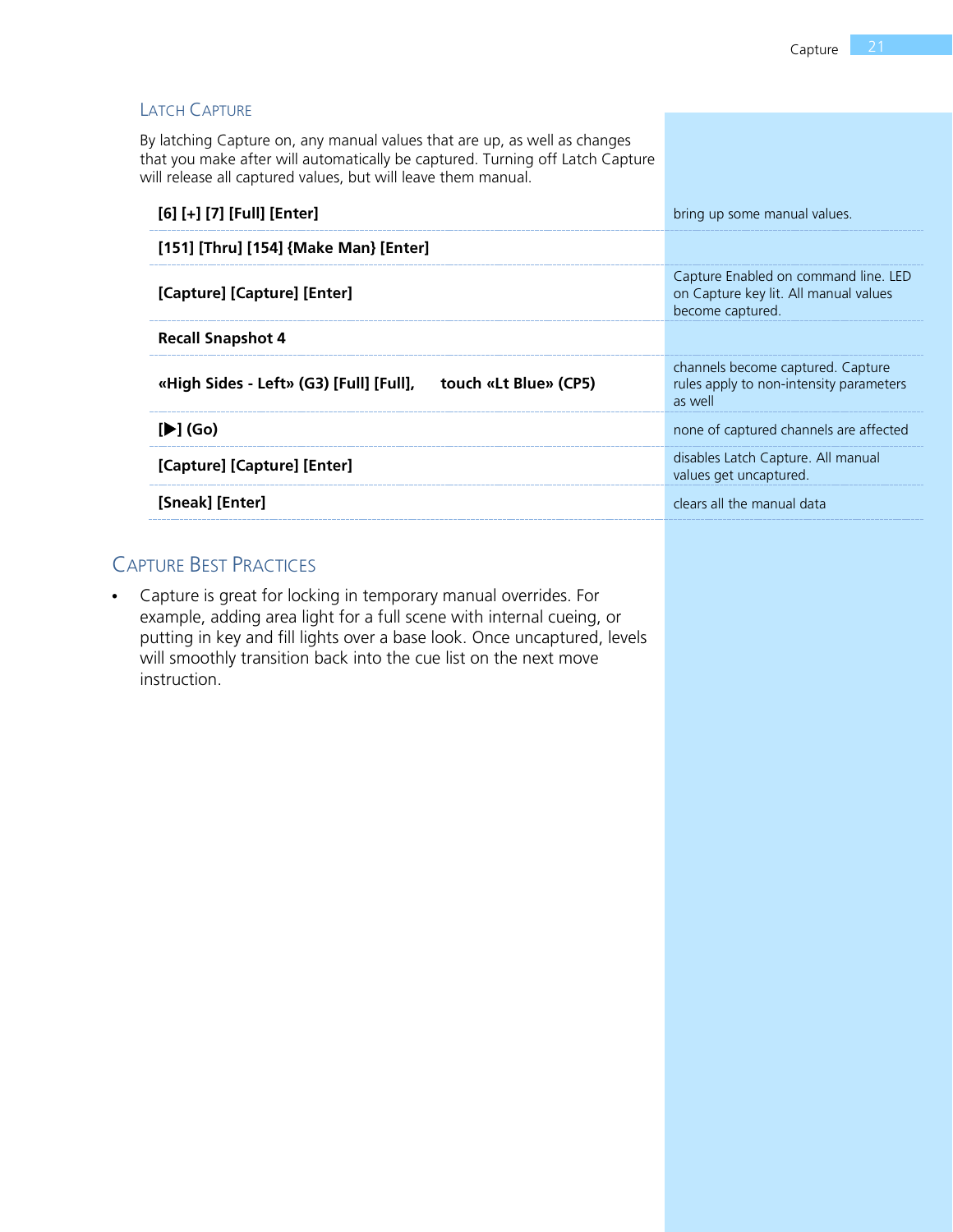### Latch Capture

By latching Capture on, any manual values that are up, as well as changes that you make after will automatically be captured. Turning off Latch Capture will release all captured values, but will leave them manual.

| | |
|---|---|
| **[6] [+] [7] [Full] [Enter]** | bring up some manual values. |
| **[151] [Thru] [154] {Make Man} [Enter]** | |
| **[Capture] [Capture] [Enter]** | Capture Enabled on command line. LED on Capture key lit. All manual values become captured. |
| **Recall Snapshot 4** | |
| **«High Sides - Left» (G3) [Full] [Full], touch «Lt Blue» (CP5)** | channels become captured. Capture rules apply to non-intensity parameters as well |
| **[▶] (Go)** | none of captured channels are affected |
| **[Capture] [Capture] [Enter]** | disables Latch Capture. All manual values get uncaptured. |
| **[Sneak] [Enter]** | clears all the manual data |

## Capture Best Practices

- Capture is great for locking in temporary manual overrides. For example, adding area light for a full scene with internal cueing, or putting in key and fill lights over a base look. Once uncaptured, levels will smoothly transition back into the cue list on the next move instruction.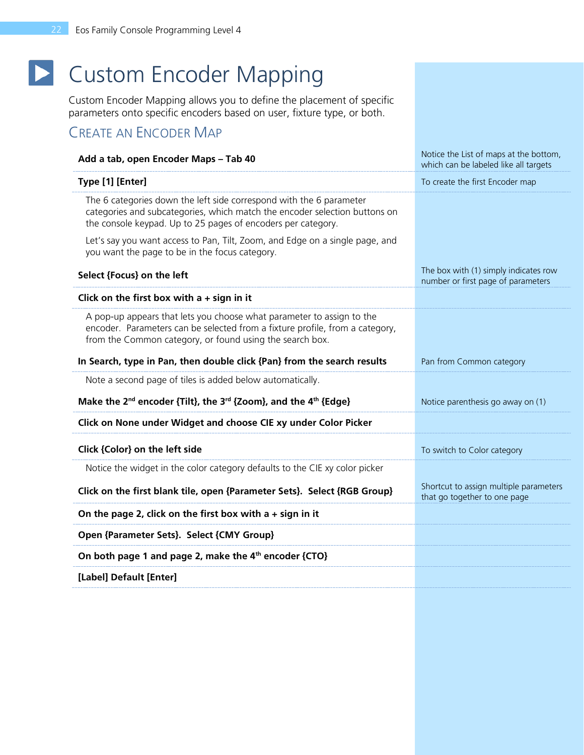# Custom Encoder Mapping

Custom Encoder Mapping allows you to define the placement of specific parameters onto specific encoders based on user, fixture type, or both.

## Create an Encoder Map

| Step | Notes |
|---|---|
| **Add a tab, open Encoder Maps – Tab 40** | Notice the List of maps at the bottom, which can be labeled like all targets |
| **Type [1] [Enter]** | To create the first Encoder map |
| The 6 categories down the left side correspond with the 6 parameter categories and subcategories, which match the encoder selection buttons on the console keypad. Up to 25 pages of encoders per category. Let's say you want access to Pan, Tilt, Zoom, and Edge on a single page, and you want the page to be in the focus category. | |
| **Select {Focus} on the left** | The box with (1) simply indicates row number or first page of parameters |
| **Click on the first box with a + sign in it** | |
| A pop-up appears that lets you choose what parameter to assign to the encoder. Parameters can be selected from a fixture profile, from a category, from the Common category, or found using the search box. | |
| **In Search, type in Pan, then double click {Pan} from the search results** | Pan from Common category |
| Note a second page of tiles is added below automatically. | |
| **Make the 2nd encoder {Tilt}, the 3rd {Zoom}, and the 4th {Edge}** | Notice parenthesis go away on (1) |
| **Click on None under Widget and choose CIE xy under Color Picker** | |
| **Click {Color} on the left side** | To switch to Color category |
| Notice the widget in the color category defaults to the CIE xy color picker | |
| **Click on the first blank tile, open {Parameter Sets}. Select {RGB Group}** | Shortcut to assign multiple parameters that go together to one page |
| **On the page 2, click on the first box with a + sign in it** | |
| **Open {Parameter Sets}. Select {CMY Group}** | |
| **On both page 1 and page 2, make the 4th encoder {CTO}** | |
| **[Label] Default [Enter]** | |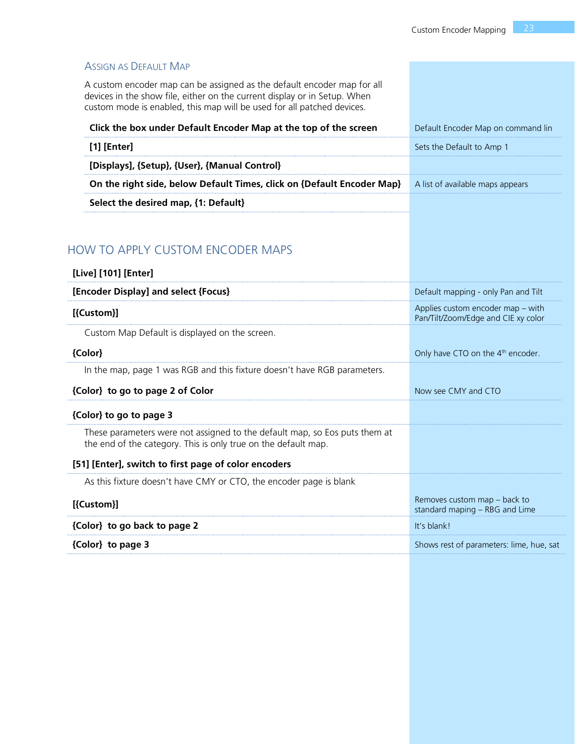### Assign as Default Map

A custom encoder map can be assigned as the default encoder map for all devices in the show file, either on the current display or in Setup. When custom mode is enabled, this map will be used for all patched devices.

| | |
|---|---|
| **Click the box under Default Encoder Map at the top of the screen** | Default Encoder Map on command lin |
| **[1] [Enter]** | Sets the Default to Amp 1 |
| **[Displays], {Setup}, {User}, {Manual Control}** | |
| **On the right side, below Default Times, click on {Default Encoder Map}** | A list of available maps appears |
| **Select the desired map, {1: Default}** | |

## HOW TO APPLY CUSTOM ENCODER MAPS

| | |
|---|---|
| **[Live] [101] [Enter]** | |
| **[Encoder Display] and select {Focus}** | Default mapping - only Pan and Tilt |
| **[{Custom}]** | Applies custom encoder map – with Pan/Tilt/Zoom/Edge and CIE xy color |

Custom Map Default is displayed on the screen.

| | |
|---|---|
| **{Color}** | Only have CTO on the 4th encoder. |

In the map, page 1 was RGB and this fixture doesn't have RGB parameters.

| | |
|---|---|
| **{Color} to go to page 2 of Color** | Now see CMY and CTO |
| **{Color} to go to page 3** | |

These parameters were not assigned to the default map, so Eos puts them at the end of the category. This is only true on the default map.

| | |
|---|---|
| **[51] [Enter], switch to first page of color encoders** | |

As this fixture doesn't have CMY or CTO, the encoder page is blank

| | |
|---|---|
| **[{Custom}]** | Removes custom map – back to standard maping – RBG and Lime |
| **{Color} to go back to page 2** | It's blank! |
| **{Color} to page 3** | Shows rest of parameters: lime, hue, sat |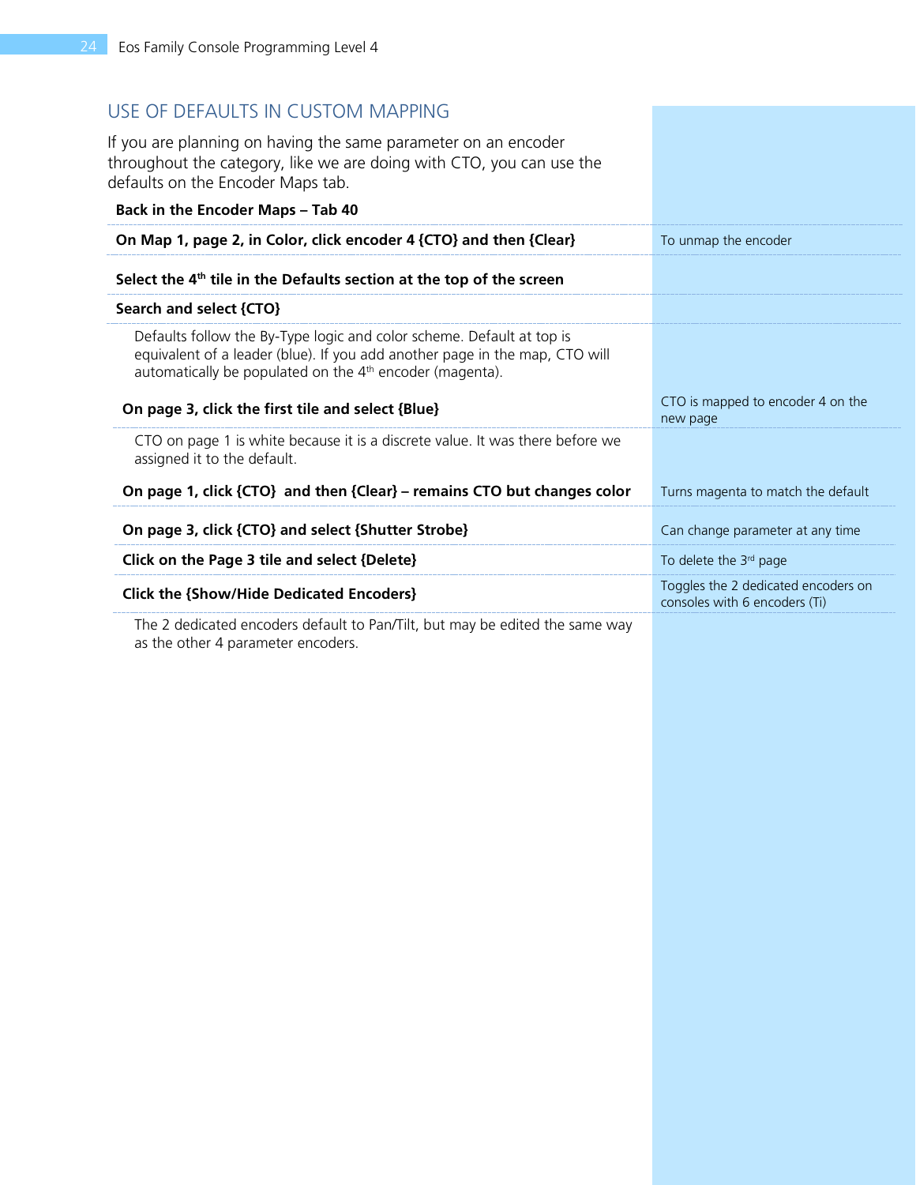## USE OF DEFAULTS IN CUSTOM MAPPING

If you are planning on having the same parameter on an encoder throughout the category, like we are doing with CTO, you can use the defaults on the Encoder Maps tab.

| Step | Note |
| --- | --- |
| **Back in the Encoder Maps – Tab 40** | |
| **On Map 1, page 2, in Color, click encoder 4 {CTO} and then {Clear}** | To unmap the encoder |
| **Select the 4th tile in the Defaults section at the top of the screen** | |
| **Search and select {CTO}** | |

Defaults follow the By-Type logic and color scheme. Default at top is equivalent of a leader (blue). If you add another page in the map, CTO will automatically be populated on the 4th encoder (magenta).

| Step | Note |
| --- | --- |
| **On page 3, click the first tile and select {Blue}** | CTO is mapped to encoder 4 on the new page |

CTO on page 1 is white because it is a discrete value. It was there before we assigned it to the default.

| Step | Note |
| --- | --- |
| **On page 1, click {CTO} and then {Clear} – remains CTO but changes color** | Turns magenta to match the default |
| **On page 3, click {CTO} and select {Shutter Strobe}** | Can change parameter at any time |
| **Click on the Page 3 tile and select {Delete}** | To delete the 3rd page |
| **Click the {Show/Hide Dedicated Encoders}** | Toggles the 2 dedicated encoders on consoles with 6 encoders (Ti) |

The 2 dedicated encoders default to Pan/Tilt, but may be edited the same way as the other 4 parameter encoders.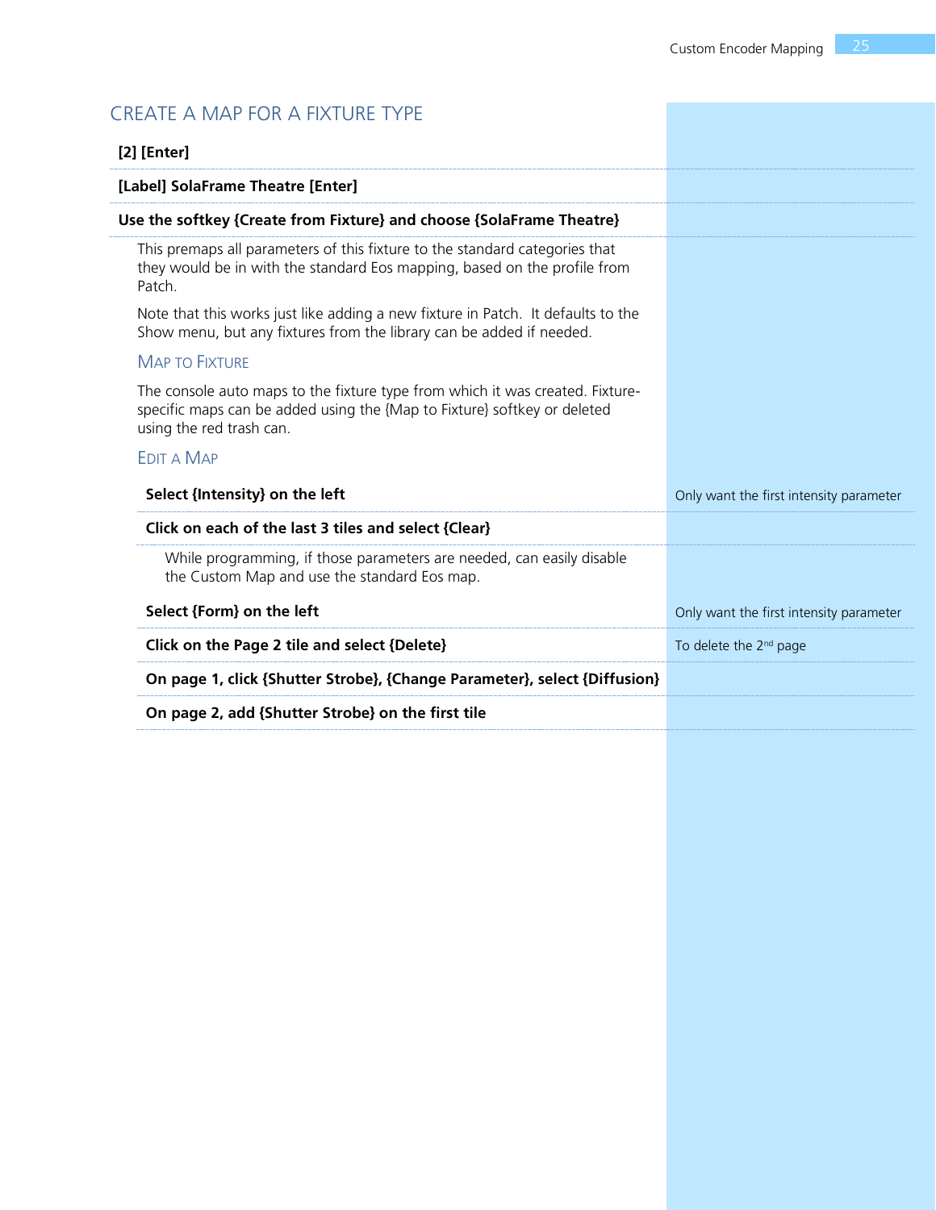## CREATE A MAP FOR A FIXTURE TYPE

**[2] [Enter]**

**[Label] SolaFrame Theatre [Enter]**

**Use the softkey {Create from Fixture} and choose {SolaFrame Theatre}**

This premaps all parameters of this fixture to the standard categories that they would be in with the standard Eos mapping, based on the profile from Patch.

Note that this works just like adding a new fixture in Patch. It defaults to the Show menu, but any fixtures from the library can be added if needed.

### Map to Fixture

The console auto maps to the fixture type from which it was created. Fixture-specific maps can be added using the {Map to Fixture} softkey or deleted using the red trash can.

### Edit a Map

**Select {Intensity} on the left** — Only want the first intensity parameter

**Click on each of the last 3 tiles and select {Clear}**

While programming, if those parameters are needed, can easily disable the Custom Map and use the standard Eos map.

**Select {Form} on the left** — Only want the first intensity parameter

**Click on the Page 2 tile and select {Delete}** — To delete the 2nd page

**On page 1, click {Shutter Strobe}, {Change Parameter}, select {Diffusion}**

**On page 2, add {Shutter Strobe} on the first tile**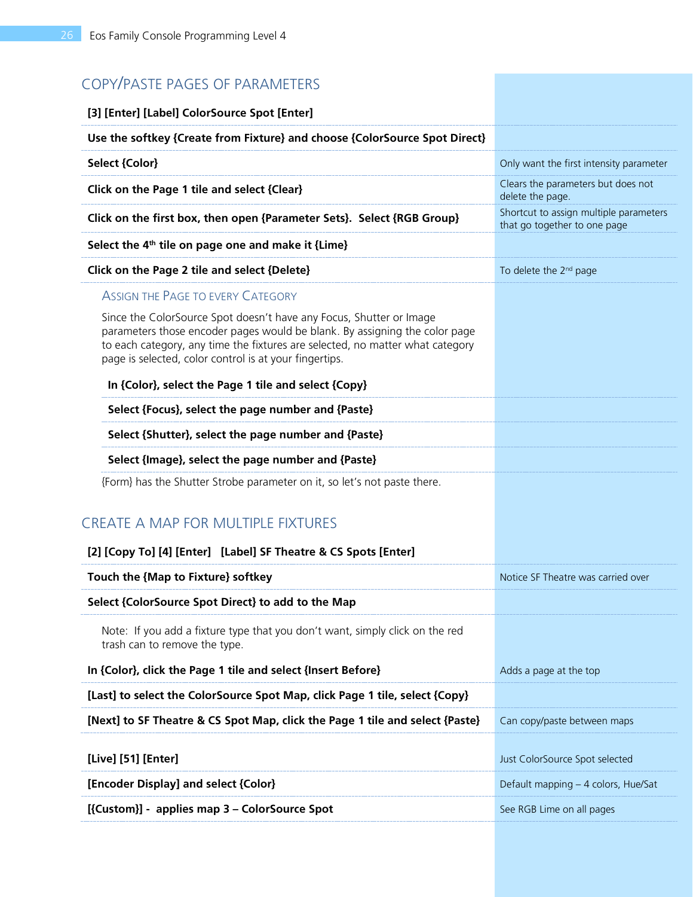## COPY/PASTE PAGES OF PARAMETERS

| Step | Note |
|---|---|
| **[3] [Enter] [Label] ColorSource Spot [Enter]** | |
| **Use the softkey {Create from Fixture} and choose {ColorSource Spot Direct}** | |
| **Select {Color}** | Only want the first intensity parameter |
| **Click on the Page 1 tile and select {Clear}** | Clears the parameters but does not delete the page. |
| **Click on the first box, then open {Parameter Sets}. Select {RGB Group}** | Shortcut to assign multiple parameters that go together to one page |
| **Select the 4th tile on page one and make it {Lime}** | |
| **Click on the Page 2 tile and select {Delete}** | To delete the 2nd page |

### ASSIGN THE PAGE TO EVERY CATEGORY

Since the ColorSource Spot doesn't have any Focus, Shutter or Image parameters those encoder pages would be blank. By assigning the color page to each category, any time the fixtures are selected, no matter what category page is selected, color control is at your fingertips.

- **In {Color}, select the Page 1 tile and select {Copy}**
- **Select {Focus}, select the page number and {Paste}**
- **Select {Shutter}, select the page number and {Paste}**
- **Select {Image}, select the page number and {Paste}**

{Form} has the Shutter Strobe parameter on it, so let's not paste there.

## CREATE A MAP FOR MULTIPLE FIXTURES

| Step | Note |
|---|---|
| **[2] [Copy To] [4] [Enter] [Label] SF Theatre & CS Spots [Enter]** | |
| **Touch the {Map to Fixture} softkey** | Notice SF Theatre was carried over |
| **Select {ColorSource Spot Direct} to add to the Map** | |

Note: If you add a fixture type that you don't want, simply click on the red trash can to remove the type.

| Step | Note |
|---|---|
| **In {Color}, click the Page 1 tile and select {Insert Before}** | Adds a page at the top |
| **[Last] to select the ColorSource Spot Map, click Page 1 tile, select {Copy}** | |
| **[Next] to SF Theatre & CS Spot Map, click the Page 1 tile and select {Paste}** | Can copy/paste between maps |
| **[Live] [51] [Enter]** | Just ColorSource Spot selected |
| **[Encoder Display] and select {Color}** | Default mapping – 4 colors, Hue/Sat |
| **[{Custom}] - applies map 3 – ColorSource Spot** | See RGB Lime on all pages |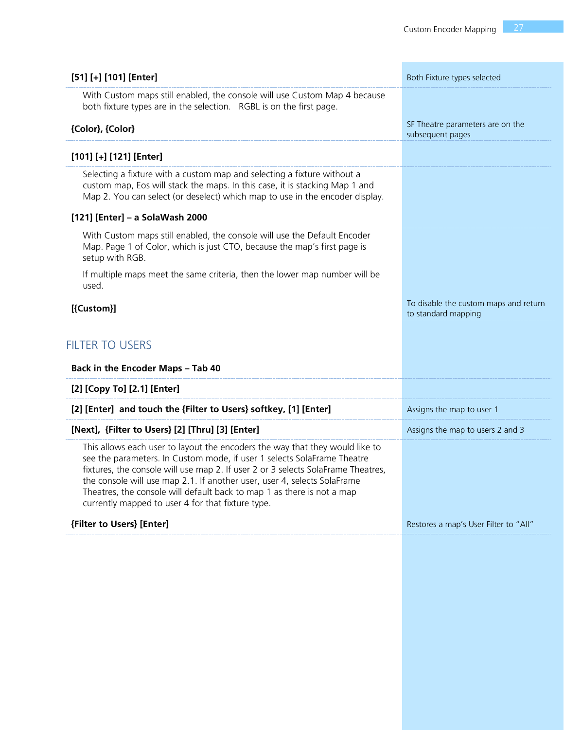**[51] [+] [101] [Enter]**

Both Fixture types selected

With Custom maps still enabled, the console will use Custom Map 4 because both fixture types are in the selection.   RGBL is on the first page.

**{Color}, {Color}**

SF Theatre parameters are on the subsequent pages

**[101] [+] [121] [Enter]**

Selecting a fixture with a custom map and selecting a fixture without a custom map, Eos will stack the maps. In this case, it is stacking Map 1 and Map 2. You can select (or deselect) which map to use in the encoder display.

**[121] [Enter] – a SolaWash 2000**

With Custom maps still enabled, the console will use the Default Encoder Map. Page 1 of Color, which is just CTO, because the map's first page is setup with RGB.

If multiple maps meet the same criteria, then the lower map number will be used.

**[{Custom}]**

To disable the custom maps and return to standard mapping

## FILTER TO USERS

**Back in the Encoder Maps – Tab 40**

**[2] [Copy To] [2.1] [Enter]**

**[2] [Enter]  and touch the {Filter to Users} softkey, [1] [Enter]**

Assigns the map to user 1

**[Next],  {Filter to Users} [2] [Thru] [3] [Enter]**

Assigns the map to users 2 and 3

This allows each user to layout the encoders the way that they would like to see the parameters. In Custom mode, if user 1 selects SolaFrame Theatre fixtures, the console will use map 2. If user 2 or 3 selects SolaFrame Theatres, the console will use map 2.1. If another user, user 4, selects SolaFrame Theatres, the console will default back to map 1 as there is not a map currently mapped to user 4 for that fixture type.

**{Filter to Users} [Enter]**

Restores a map's User Filter to "All"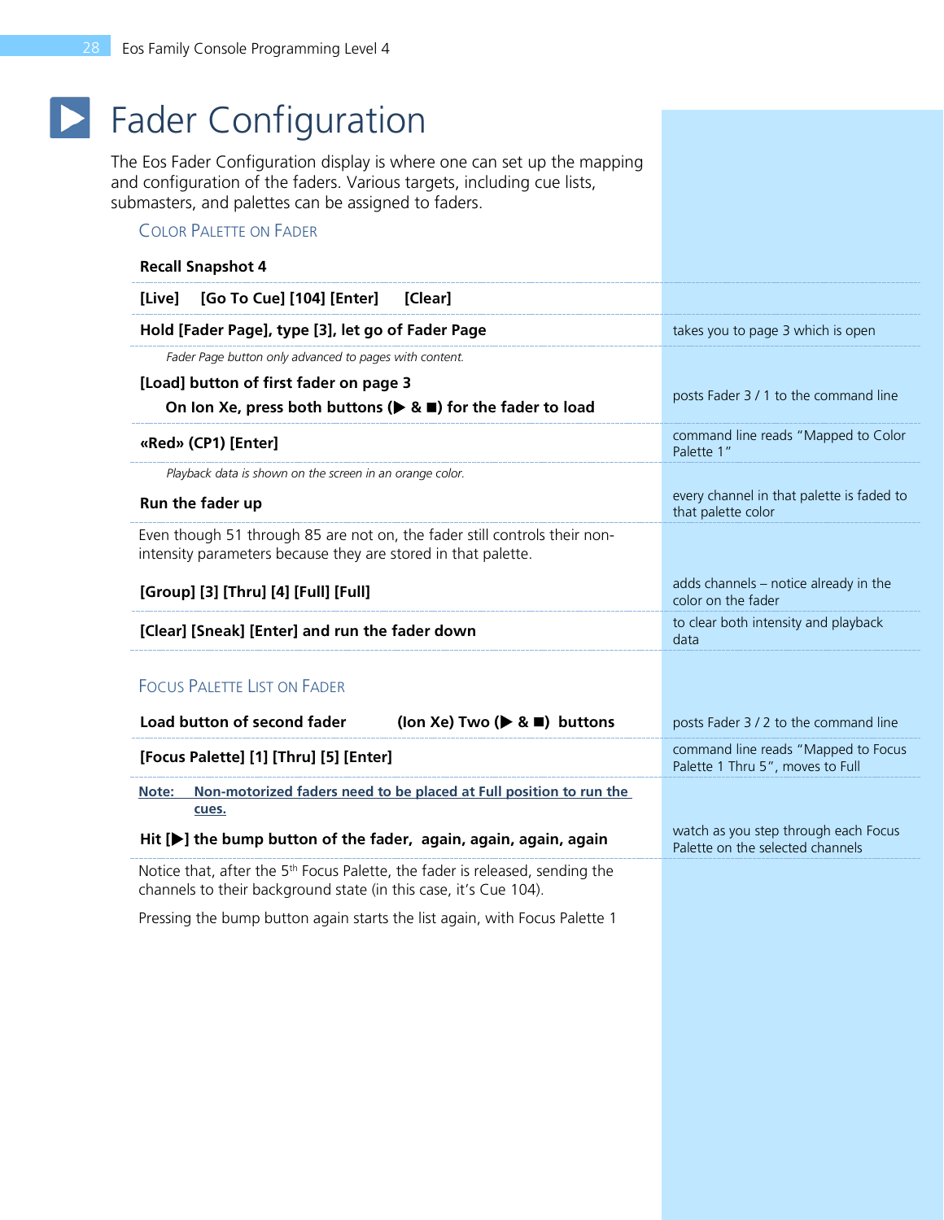# Fader Configuration

The Eos Fader Configuration display is where one can set up the mapping and configuration of the faders. Various targets, including cue lists, submasters, and palettes can be assigned to faders.

### Color Palette on Fader

| Action | Result |
|---|---|
| **Recall Snapshot 4** | |
| **[Live] [Go To Cue] [104] [Enter] [Clear]** | |
| **Hold [Fader Page], type [3], let go of Fader Page** | takes you to page 3 which is open |
| *Fader Page button only advanced to pages with content.* | |
| **[Load] button of first fader on page 3**<br>**On Ion Xe, press both buttons (▶ & ■) for the fader to load** | posts Fader 3 / 1 to the command line |
| **«Red» (CP1) [Enter]** | command line reads "Mapped to Color Palette 1" |
| *Playback data is shown on the screen in an orange color.* | |
| **Run the fader up** | every channel in that palette is faded to that palette color |

Even though 51 through 85 are not on, the fader still controls their non-intensity parameters because they are stored in that palette.

| Action | Result |
|---|---|
| **[Group] [3] [Thru] [4] [Full] [Full]** | adds channels – notice already in the color on the fader |
| **[Clear] [Sneak] [Enter] and run the fader down** | to clear both intensity and playback data |

### Focus Palette List on Fader

| Action | Result |
|---|---|
| **Load button of second fader (Ion Xe) Two (▶ & ■) buttons** | posts Fader 3 / 2 to the command line |
| **[Focus Palette] [1] [Thru] [5] [Enter]** | command line reads "Mapped to Focus Palette 1 Thru 5", moves to Full |

**Note:** **Non-motorized faders need to be placed at Full position to run the cues.**

| Action | Result |
|---|---|
| **Hit [▶] the bump button of the fader, again, again, again, again** | watch as you step through each Focus Palette on the selected channels |

Notice that, after the 5th Focus Palette, the fader is released, sending the channels to their background state (in this case, it's Cue 104).

Pressing the bump button again starts the list again, with Focus Palette 1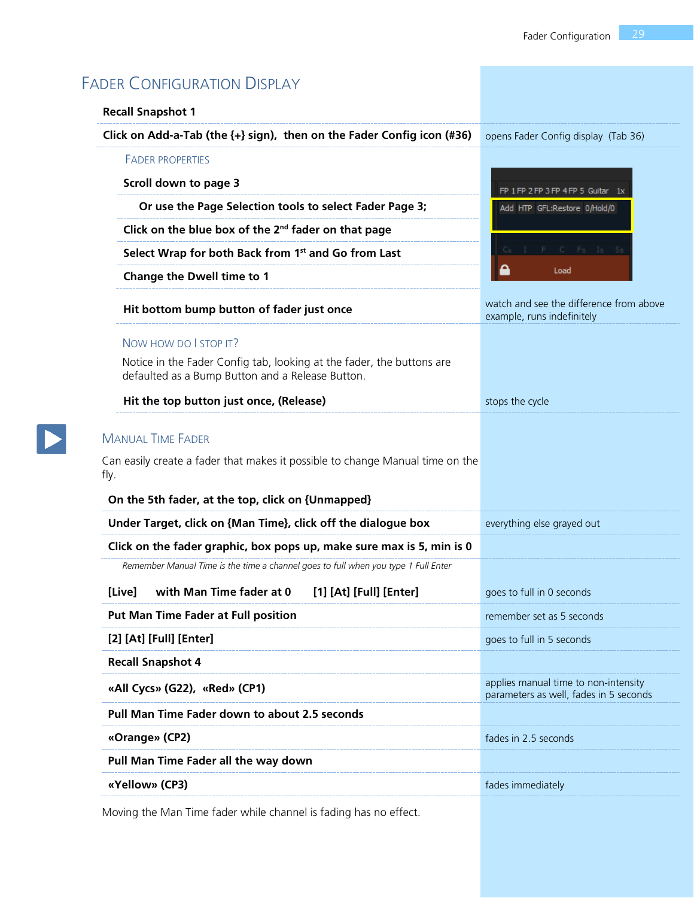# Fader Configuration Display

| Step | Note |
|---|---|
| **Recall Snapshot 1** | |
| **Click on Add-a-Tab (the {+} sign), then on the Fader Config icon (#36)** | opens Fader Config display (Tab 36) |

### Fader Properties

| Step | Note |
|---|---|
| **Scroll down to page 3** | |
| **Or use the Page Selection tools to select Fader Page 3;** | |
| **Click on the blue box of the 2nd fader on that page** | |
| **Select Wrap for both Back from 1st and Go from Last** | |
| **Change the Dwell time to 1** | |
| **Hit bottom bump button of fader just once** | watch and see the difference from above example, runs indefinitely |

### Now how do I stop it?

Notice in the Fader Config tab, looking at the fader, the buttons are defaulted as a Bump Button and a Release Button.

| Step | Note |
|---|---|
| **Hit the top button just once, (Release)** | stops the cycle |

## Manual Time Fader

Can easily create a fader that makes it possible to change Manual time on the fly.

| Step | Note |
|---|---|
| **On the 5th fader, at the top, click on {Unmapped}** | |
| **Under Target, click on {Man Time}, click off the dialogue box** | everything else grayed out |
| **Click on the fader graphic, box pops up, make sure max is 5, min is 0** | |
| *Remember Manual Time is the time a channel goes to full when you type 1 Full Enter* | |
| **[Live] with Man Time fader at 0 [1] [At] [Full] [Enter]** | goes to full in 0 seconds |
| **Put Man Time Fader at Full position** | remember set as 5 seconds |
| **[2] [At] [Full] [Enter]** | goes to full in 5 seconds |
| **Recall Snapshot 4** | |
| **«All Cycs» (G22), «Red» (CP1)** | applies manual time to non-intensity parameters as well, fades in 5 seconds |
| **Pull Man Time Fader down to about 2.5 seconds** | |
| **«Orange» (CP2)** | fades in 2.5 seconds |
| **Pull Man Time Fader all the way down** | |
| **«Yellow» (CP3)** | fades immediately |

Moving the Man Time fader while channel is fading has no effect.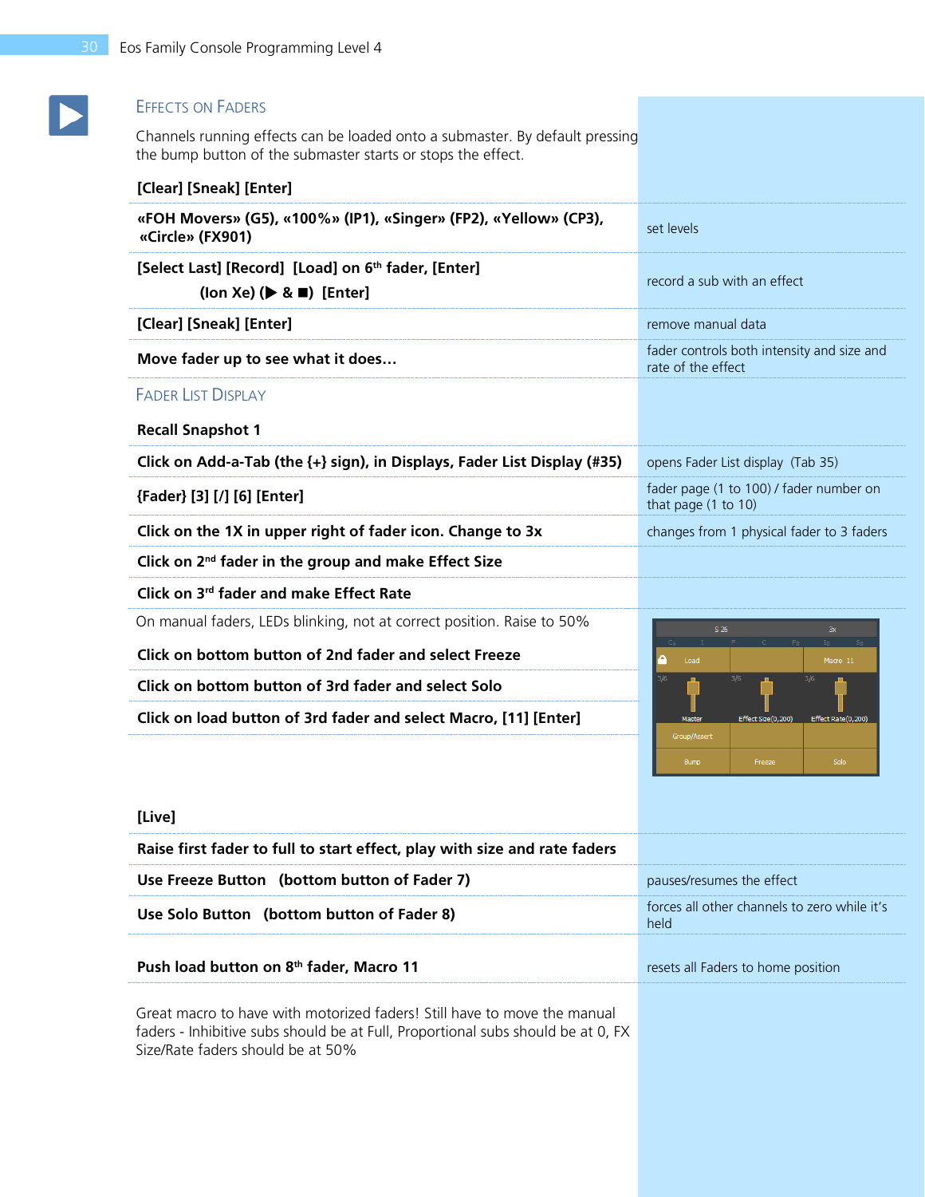## Effects on Faders

Channels running effects can be loaded onto a submaster. By default pressing the bump button of the submaster starts or stops the effect.

| | |
|---|---|
| **[Clear] [Sneak] [Enter]** | |
| **«FOH Movers» (G5), «100%» (IP1), «Singer» (FP2), «Yellow» (CP3), «Circle» (FX901)** | set levels |
| **[Select Last] [Record] [Load] on 6th fader, [Enter]** **(Ion Xe) (▶ & ■) [Enter]** | record a sub with an effect |
| **[Clear] [Sneak] [Enter]** | remove manual data |
| **Move fader up to see what it does…** | fader controls both intensity and size and rate of the effect |

## Fader List Display

| | |
|---|---|
| **Recall Snapshot 1** | |
| **Click on Add-a-Tab (the {+} sign), in Displays, Fader List Display (#35)** | opens Fader List display (Tab 35) |
| **{Fader} [3] [/] [6] [Enter]** | fader page (1 to 100) / fader number on that page (1 to 10) |
| **Click on the 1X in upper right of fader icon. Change to 3x** | changes from 1 physical fader to 3 faders |
| **Click on 2nd fader in the group and make Effect Size** | |
| **Click on 3rd fader and make Effect Rate** | |

On manual faders, LEDs blinking, not at correct position. Raise to 50%

| | |
|---|---|
| **Click on bottom button of 2nd fader and select Freeze** | |
| **Click on bottom button of 3rd fader and select Solo** | |
| **Click on load button of 3rd fader and select Macro, [11] [Enter]** | |

| | |
|---|---|
| **[Live]** | |
| **Raise first fader to full to start effect, play with size and rate faders** | |
| **Use Freeze Button (bottom button of Fader 7)** | pauses/resumes the effect |
| **Use Solo Button (bottom button of Fader 8)** | forces all other channels to zero while it's held |
| **Push load button on 8th fader, Macro 11** | resets all Faders to home position |

Great macro to have with motorized faders! Still have to move the manual faders - Inhibitive subs should be at Full, Proportional subs should be at 0, FX Size/Rate faders should be at 50%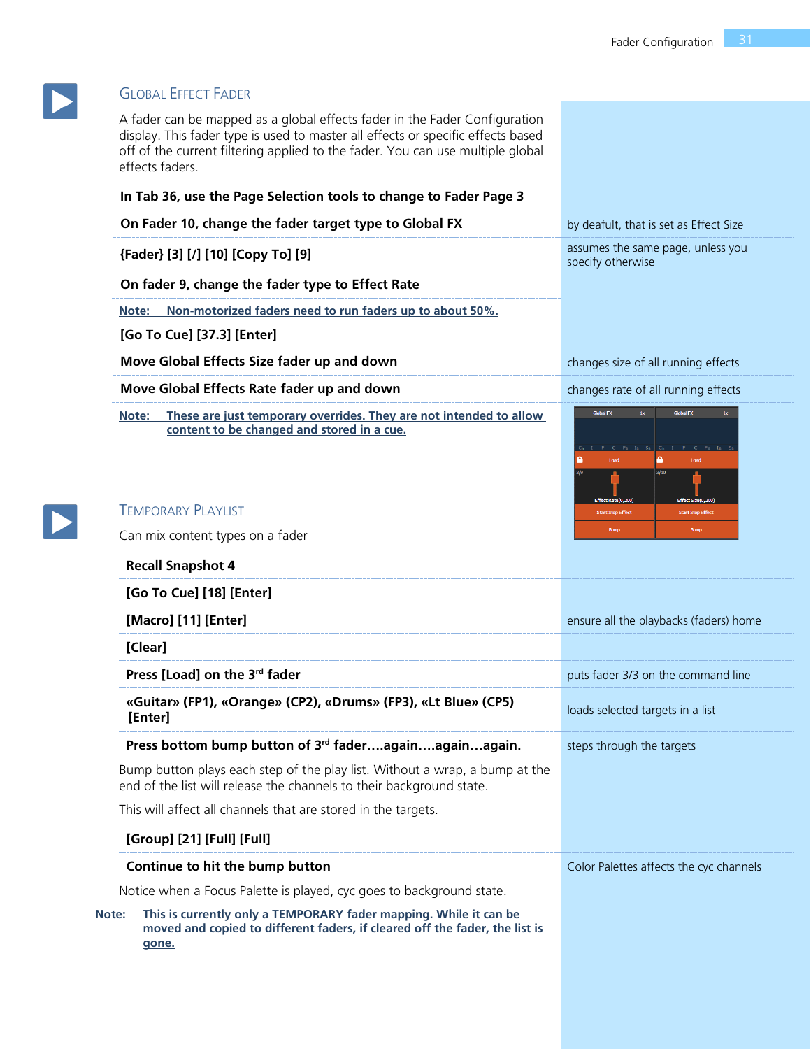## Global Effect Fader

A fader can be mapped as a global effects fader in the Fader Configuration display. This fader type is used to master all effects or specific effects based off of the current filtering applied to the fader. You can use multiple global effects faders.

| Step | Notes |
|---|---|
| **In Tab 36, use the Page Selection tools to change to Fader Page 3** | |
| **On Fader 10, change the fader target type to Global FX** | by deafult, that is set as Effect Size |
| **{Fader} [3] [/] [10] [Copy To] [9]** | assumes the same page, unless you specify otherwise |
| **On fader 9, change the fader type to Effect Rate** | |

**Note: Non-motorized faders need to run faders up to about 50%.**

| Step | Notes |
|---|---|
| **[Go To Cue] [37.3] [Enter]** | |
| **Move Global Effects Size fader up and down** | changes size of all running effects |
| **Move Global Effects Rate fader up and down** | changes rate of all running effects |

**Note: These are just temporary overrides. They are not intended to allow content to be changed and stored in a cue.**

## Temporary Playlist

Can mix content types on a fader

| Step | Notes |
|---|---|
| **Recall Snapshot 4** | |
| **[Go To Cue] [18] [Enter]** | |
| **[Macro] [11] [Enter]** | ensure all the playbacks (faders) home |
| **[Clear]** | |
| **Press [Load] on the 3rd fader** | puts fader 3/3 on the command line |
| **«Guitar» (FP1), «Orange» (CP2), «Drums» (FP3), «Lt Blue» (CP5) [Enter]** | loads selected targets in a list |
| **Press bottom bump button of 3rd fader….again….again…again.** | steps through the targets |

Bump button plays each step of the play list. Without a wrap, a bump at the end of the list will release the channels to their background state.

This will affect all channels that are stored in the targets.

| Step | Notes |
|---|---|
| **[Group] [21] [Full] [Full]** | |
| **Continue to hit the bump button** | Color Palettes affects the cyc channels |

Notice when a Focus Palette is played, cyc goes to background state.

**Note: This is currently only a TEMPORARY fader mapping. While it can be moved and copied to different faders, if cleared off the fader, the list is gone.**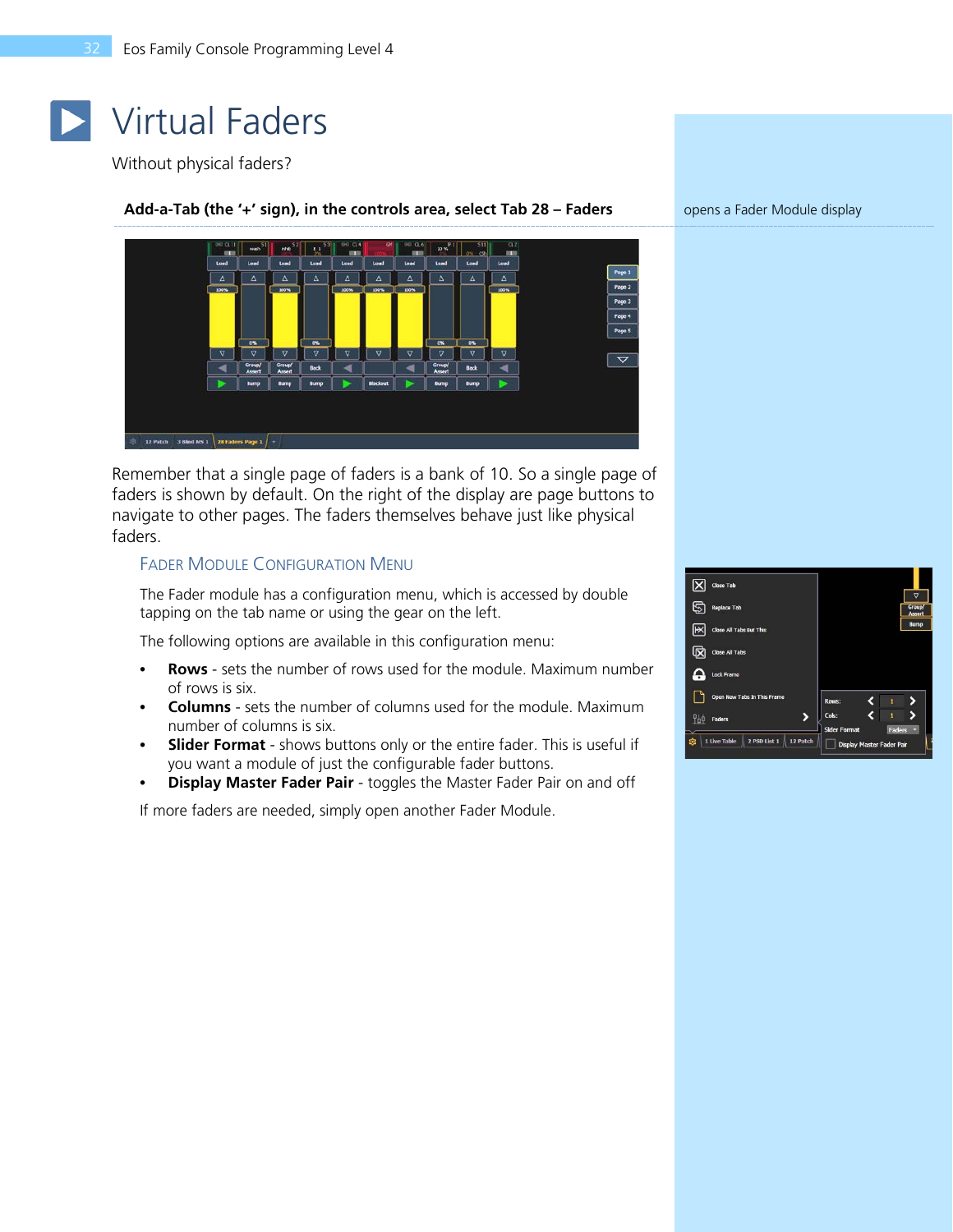# Virtual Faders

Without physical faders?

**Add-a-Tab (the '+' sign), in the controls area, select Tab 28 – Faders**

opens a Fader Module display

Remember that a single page of faders is a bank of 10. So a single page of faders is shown by default. On the right of the display are page buttons to navigate to other pages. The faders themselves behave just like physical faders.

## Fader Module Configuration Menu

The Fader module has a configuration menu, which is accessed by double tapping on the tab name or using the gear on the left.

The following options are available in this configuration menu:

- **Rows** - sets the number of rows used for the module. Maximum number of rows is six.
- **Columns** - sets the number of columns used for the module. Maximum number of columns is six.
- **Slider Format** - shows buttons only or the entire fader. This is useful if you want a module of just the configurable fader buttons.
- **Display Master Fader Pair** - toggles the Master Fader Pair on and off

If more faders are needed, simply open another Fader Module.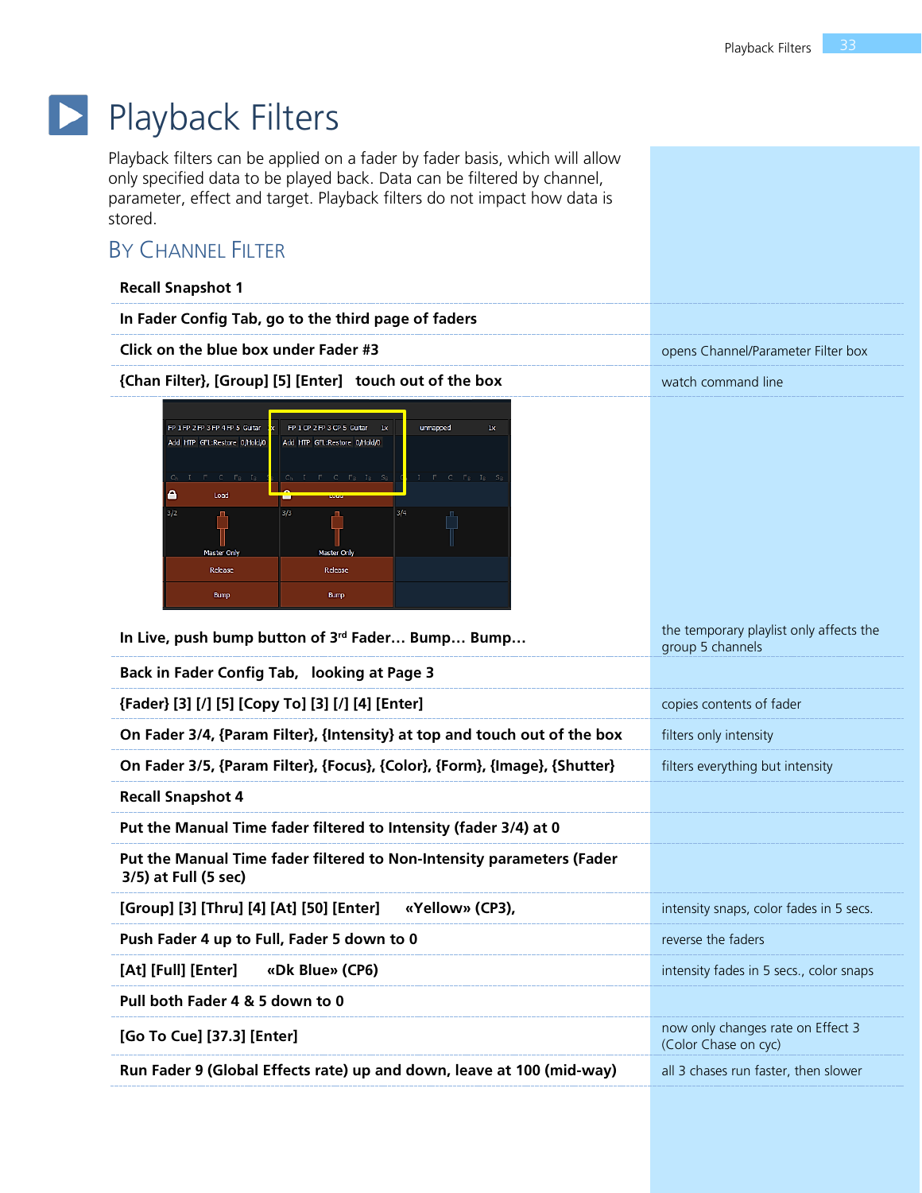# Playback Filters

Playback filters can be applied on a fader by fader basis, which will allow only specified data to be played back. Data can be filtered by channel, parameter, effect and target. Playback filters do not impact how data is stored.

## By Channel Filter

| Step | Notes |
|---|---|
| **Recall Snapshot 1** | |
| **In Fader Config Tab, go to the third page of faders** | |
| **Click on the blue box under Fader #3** | opens Channel/Parameter Filter box |
| **{Chan Filter}, [Group] [5] [Enter]   touch out of the box** | watch command line |

| Step | Notes |
|---|---|
| **In Live, push bump button of 3rd Fader… Bump… Bump…** | the temporary playlist only affects the group 5 channels |
| **Back in Fader Config Tab,   looking at Page 3** | |
| **{Fader} [3] [/] [5] [Copy To] [3] [/] [4] [Enter]** | copies contents of fader |
| **On Fader 3/4, {Param Filter}, {Intensity} at top and touch out of the box** | filters only intensity |
| **On Fader 3/5, {Param Filter}, {Focus}, {Color}, {Form}, {Image}, {Shutter}** | filters everything but intensity |
| **Recall Snapshot 4** | |
| **Put the Manual Time fader filtered to Intensity (fader 3/4) at 0** | |
| **Put the Manual Time fader filtered to Non-Intensity parameters (Fader 3/5) at Full (5 sec)** | |
| **[Group] [3] [Thru] [4] [At] [50] [Enter]   «Yellow» (CP3),** | intensity snaps, color fades in 5 secs. |
| **Push Fader 4 up to Full, Fader 5 down to 0** | reverse the faders |
| **[At] [Full] [Enter]   «Dk Blue» (CP6)** | intensity fades in 5 secs., color snaps |
| **Pull both Fader 4 & 5 down to 0** | |
| **[Go To Cue] [37.3] [Enter]** | now only changes rate on Effect 3 (Color Chase on cyc) |
| **Run Fader 9 (Global Effects rate) up and down, leave at 100 (mid-way)** | all 3 chases run faster, then slower |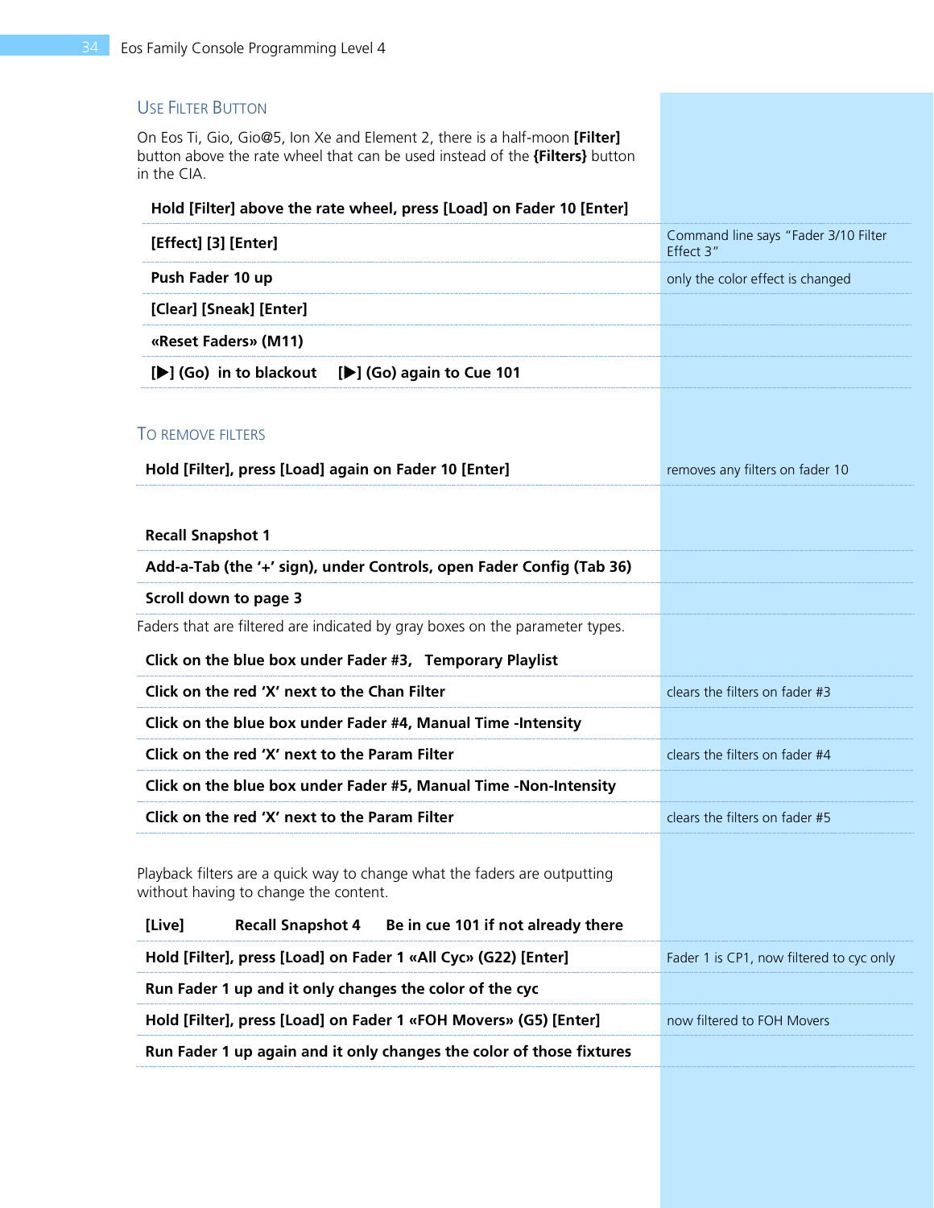### Use Filter Button

On Eos Ti, Gio, Gio@5, Ion Xe and Element 2, there is a half-moon **[Filter]** button above the rate wheel that can be used instead of the **{Filters}** button in the CIA.

| | |
|---|---|
| **Hold [Filter] above the rate wheel, press [Load] on Fader 10 [Enter]** | |
| **[Effect] [3] [Enter]** | Command line says "Fader 3/10 Filter Effect 3" |
| **Push Fader 10 up** | only the color effect is changed |
| **[Clear] [Sneak] [Enter]** | |
| **«Reset Faders» (M11)** | |
| **[▶] (Go) in to blackout [▶] (Go) again to Cue 101** | |

### To remove filters

| | |
|---|---|
| **Hold [Filter], press [Load] again on Fader 10 [Enter]** | removes any filters on fader 10 |

| | |
|---|---|
| **Recall Snapshot 1** | |
| **Add-a-Tab (the '+' sign), under Controls, open Fader Config (Tab 36)** | |
| **Scroll down to page 3** | |

Faders that are filtered are indicated by gray boxes on the parameter types.

| | |
|---|---|
| **Click on the blue box under Fader #3, Temporary Playlist** | |
| **Click on the red 'X' next to the Chan Filter** | clears the filters on fader #3 |
| **Click on the blue box under Fader #4, Manual Time -Intensity** | |
| **Click on the red 'X' next to the Param Filter** | clears the filters on fader #4 |
| **Click on the blue box under Fader #5, Manual Time -Non-Intensity** | |
| **Click on the red 'X' next to the Param Filter** | clears the filters on fader #5 |

Playback filters are a quick way to change what the faders are outputting without having to change the content.

| | |
|---|---|
| **[Live] Recall Snapshot 4 Be in cue 101 if not already there** | |
| **Hold [Filter], press [Load] on Fader 1 «All Cyc» (G22) [Enter]** | Fader 1 is CP1, now filtered to cyc only |
| **Run Fader 1 up and it only changes the color of the cyc** | |
| **Hold [Filter], press [Load] on Fader 1 «FOH Movers» (G5) [Enter]** | now filtered to FOH Movers |
| **Run Fader 1 up again and it only changes the color of those fixtures** | |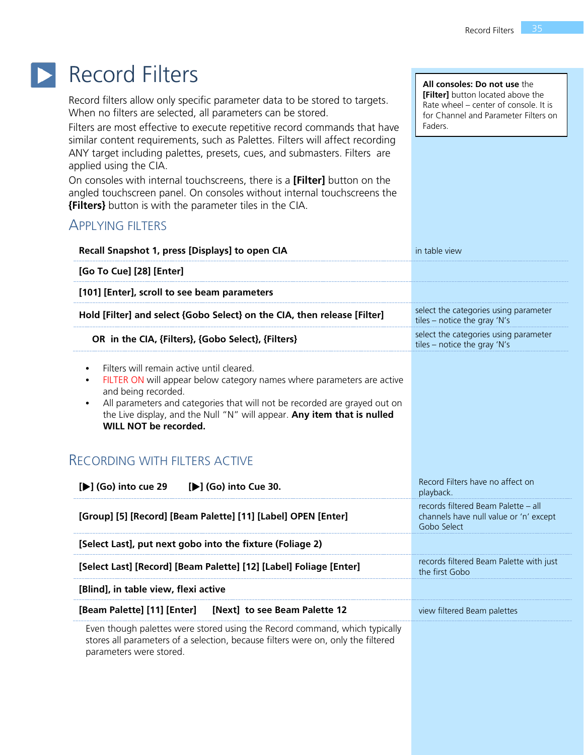# Record Filters

Record filters allow only specific parameter data to be stored to targets. When no filters are selected, all parameters can be stored.

Filters are most effective to execute repetitive record commands that have similar content requirements, such as Palettes. Filters will affect recording ANY target including palettes, presets, cues, and submasters. Filters are applied using the CIA.

On consoles with internal touchscreens, there is a **[Filter]** button on the angled touchscreen panel. On consoles without internal touchscreens the **{Filters}** button is with the parameter tiles in the CIA.

> **All consoles: Do not use** the **[Filter]** button located above the Rate wheel – center of console. It is for Channel and Parameter Filters on Faders.

## Applying Filters

| Action | Note |
|---|---|
| **Recall Snapshot 1, press [Displays] to open CIA** | in table view |
| **[Go To Cue] [28] [Enter]** | |
| **[101] [Enter], scroll to see beam parameters** | |
| **Hold [Filter] and select {Gobo Select} on the CIA, then release [Filter]** | select the categories using parameter tiles – notice the gray 'N's |
| **OR in the CIA, {Filters}, {Gobo Select}, {Filters}** | select the categories using parameter tiles – notice the gray 'N's |

- Filters will remain active until cleared.
- FILTER ON will appear below category names where parameters are active and being recorded.
- All parameters and categories that will not be recorded are grayed out on the Live display, and the Null "N" will appear. **Any item that is nulled WILL NOT be recorded.**

## Recording with Filters Active

| Action | Note |
|---|---|
| **[▶] (Go) into cue 29 [▶] (Go) into Cue 30.** | Record Filters have no affect on playback. |
| **[Group] [5] [Record] [Beam Palette] [11] [Label] OPEN [Enter]** | records filtered Beam Palette – all channels have null value or 'n' except Gobo Select |
| **[Select Last], put next gobo into the fixture (Foliage 2)** | |
| **[Select Last] [Record] [Beam Palette] [12] [Label] Foliage [Enter]** | records filtered Beam Palette with just the first Gobo |
| **[Blind], in table view, flexi active** | |
| **[Beam Palette] [11] [Enter] [Next] to see Beam Palette 12** | view filtered Beam palettes |

Even though palettes were stored using the Record command, which typically stores all parameters of a selection, because filters were on, only the filtered parameters were stored.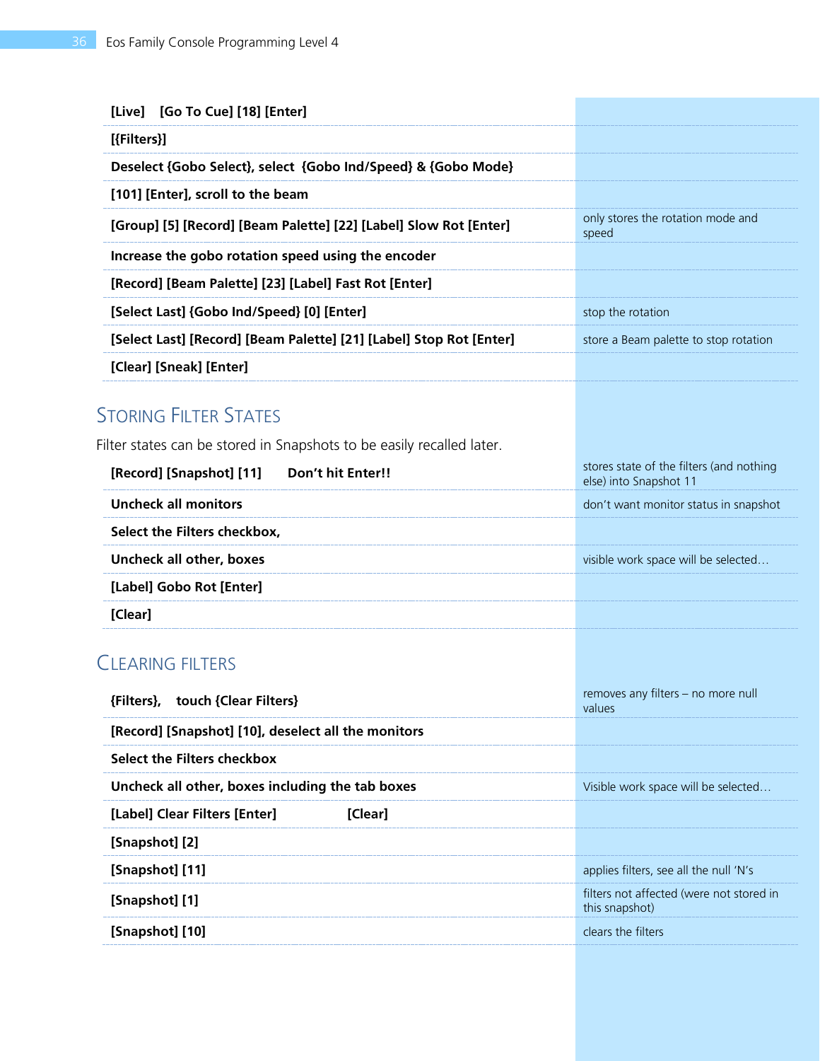| | |
|---|---|
| **[Live] [Go To Cue] [18] [Enter]** | |
| **[{Filters}]** | |
| **Deselect {Gobo Select}, select {Gobo Ind/Speed} & {Gobo Mode}** | |
| **[101] [Enter], scroll to the beam** | |
| **[Group] [5] [Record] [Beam Palette] [22] [Label] Slow Rot [Enter]** | only stores the rotation mode and speed |
| **Increase the gobo rotation speed using the encoder** | |
| **[Record] [Beam Palette] [23] [Label] Fast Rot [Enter]** | |
| **[Select Last] {Gobo Ind/Speed} [0] [Enter]** | stop the rotation |
| **[Select Last] [Record] [Beam Palette] [21] [Label] Stop Rot [Enter]** | store a Beam palette to stop rotation |
| **[Clear] [Sneak] [Enter]** | |

## Storing Filter States

Filter states can be stored in Snapshots to be easily recalled later.

| | |
|---|---|
| **[Record] [Snapshot] [11] Don't hit Enter!!** | stores state of the filters (and nothing else) into Snapshot 11 |
| **Uncheck all monitors** | don't want monitor status in snapshot |
| **Select the Filters checkbox,** | |
| **Uncheck all other, boxes** | visible work space will be selected… |
| **[Label] Gobo Rot [Enter]** | |
| **[Clear]** | |

## Clearing Filters

| | |
|---|---|
| **{Filters}, touch {Clear Filters}** | removes any filters – no more null values |
| **[Record] [Snapshot] [10], deselect all the monitors** | |
| **Select the Filters checkbox** | |
| **Uncheck all other, boxes including the tab boxes** | Visible work space will be selected… |
| **[Label] Clear Filters [Enter] [Clear]** | |
| **[Snapshot] [2]** | |
| **[Snapshot] [11]** | applies filters, see all the null 'N's |
| **[Snapshot] [1]** | filters not affected (were not stored in this snapshot) |
| **[Snapshot] [10]** | clears the filters |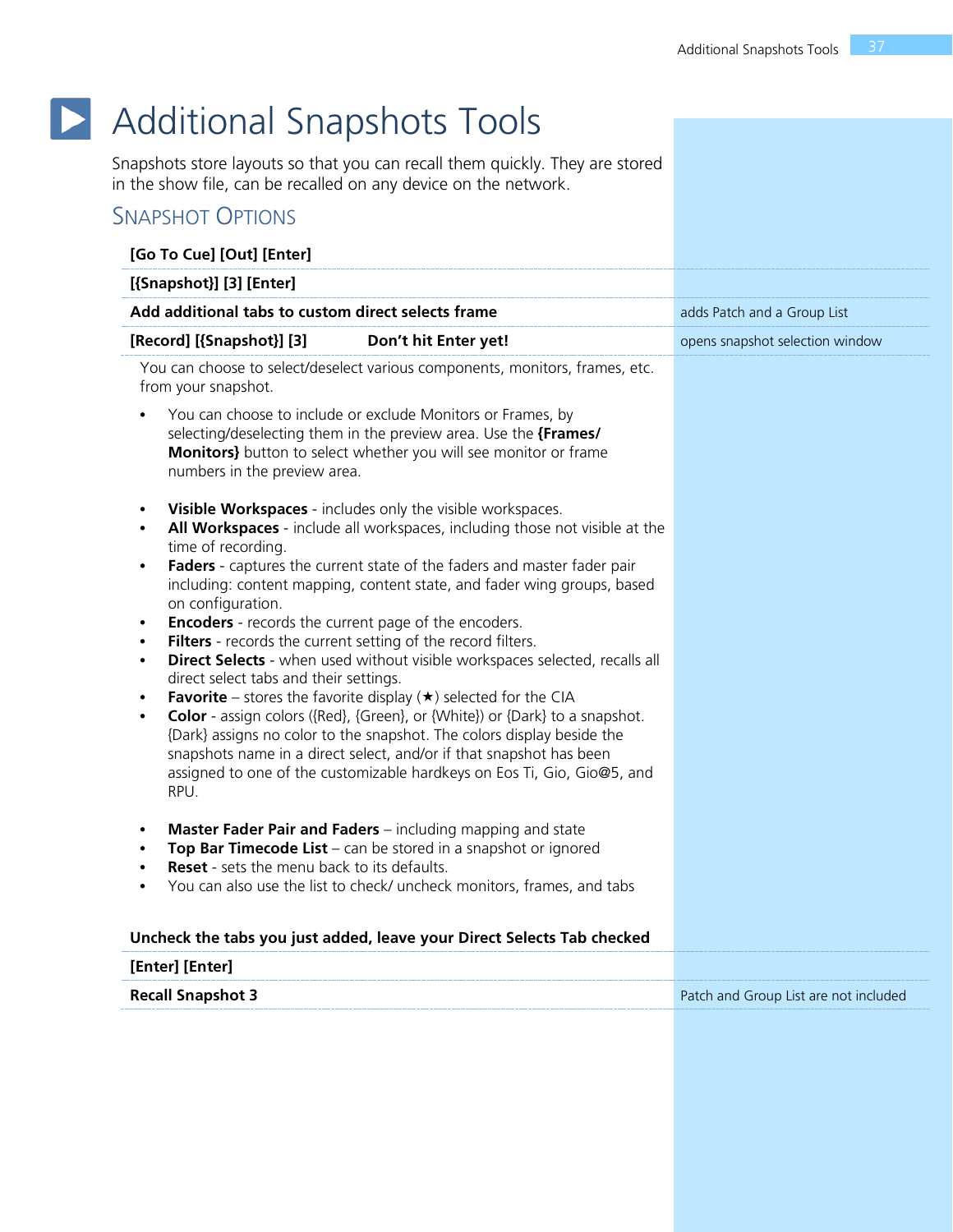# Additional Snapshots Tools

Snapshots store layouts so that you can recall them quickly. They are stored in the show file, can be recalled on any device on the network.

## Snapshot Options

| | |
|---|---|
| **[Go To Cue] [Out] [Enter]** | |
| **[{Snapshot}] [3] [Enter]** | |
| **Add additional tabs to custom direct selects frame** | adds Patch and a Group List |
| **[Record] [{Snapshot}] [3]          Don't hit Enter yet!** | opens snapshot selection window |

You can choose to select/deselect various components, monitors, frames, etc. from your snapshot.

- You can choose to include or exclude Monitors or Frames, by selecting/deselecting them in the preview area. Use the **{Frames/ Monitors}** button to select whether you will see monitor or frame numbers in the preview area.

- **Visible Workspaces** - includes only the visible workspaces.
- **All Workspaces** - include all workspaces, including those not visible at the time of recording.
- **Faders** - captures the current state of the faders and master fader pair including: content mapping, content state, and fader wing groups, based on configuration.
- **Encoders** - records the current page of the encoders.
- **Filters** - records the current setting of the record filters.
- **Direct Selects** - when used without visible workspaces selected, recalls all direct select tabs and their settings.
- **Favorite** – stores the favorite display (★) selected for the CIA
- **Color** - assign colors ({Red}, {Green}, or {White}) or {Dark} to a snapshot. {Dark} assigns no color to the snapshot. The colors display beside the snapshots name in a direct select, and/or if that snapshot has been assigned to one of the customizable hardkeys on Eos Ti, Gio, Gio@5, and RPU.

- **Master Fader Pair and Faders** – including mapping and state
- **Top Bar Timecode List** – can be stored in a snapshot or ignored
- **Reset** - sets the menu back to its defaults.
- You can also use the list to check/ uncheck monitors, frames, and tabs

| | |
|---|---|
| **Uncheck the tabs you just added, leave your Direct Selects Tab checked** | |
| **[Enter] [Enter]** | |
| **Recall Snapshot 3** | Patch and Group List are not included |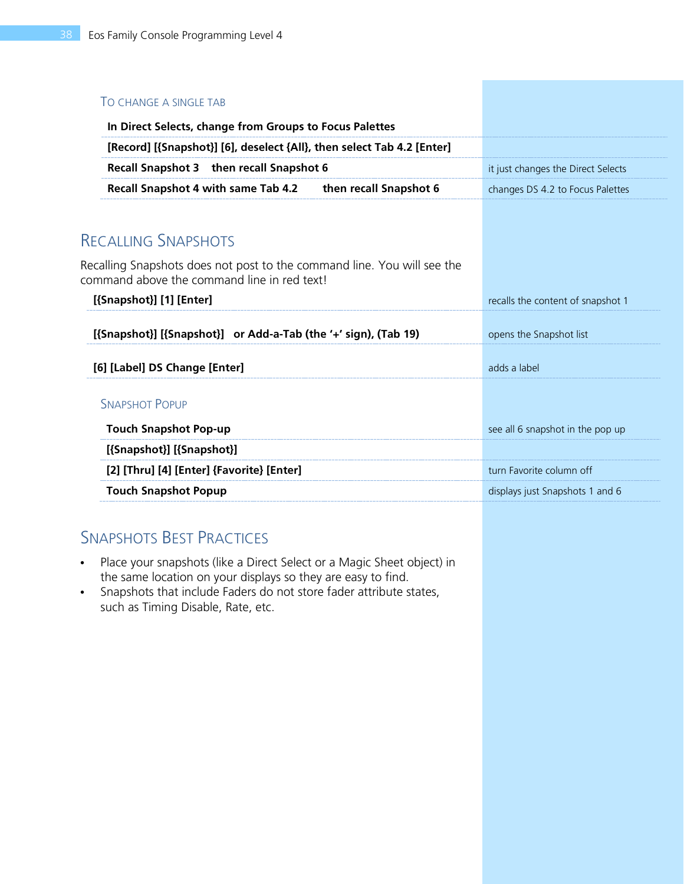### To Change a Single Tab

| | |
|---|---|
| **In Direct Selects, change from Groups to Focus Palettes** | |
| **[Record] [{Snapshot}] [6], deselect {All}, then select Tab 4.2 [Enter]** | |
| **Recall Snapshot 3 then recall Snapshot 6** | it just changes the Direct Selects |
| **Recall Snapshot 4 with same Tab 4.2 then recall Snapshot 6** | changes DS 4.2 to Focus Palettes |

## Recalling Snapshots

Recalling Snapshots does not post to the command line. You will see the command above the command line in red text!

| | |
|---|---|
| **[{Snapshot}] [1] [Enter]** | recalls the content of snapshot 1 |
| **[{Snapshot}] [{Snapshot}] or Add-a-Tab (the '+' sign), (Tab 19)** | opens the Snapshot list |
| **[6] [Label] DS Change [Enter]** | adds a label |

### Snapshot Popup

| | |
|---|---|
| **Touch Snapshot Pop-up** | see all 6 snapshot in the pop up |
| **[{Snapshot}] [{Snapshot}]** | |
| **[2] [Thru] [4] [Enter] {Favorite} [Enter]** | turn Favorite column off |
| **Touch Snapshot Popup** | displays just Snapshots 1 and 6 |

## Snapshots Best Practices

- Place your snapshots (like a Direct Select or a Magic Sheet object) in the same location on your displays so they are easy to find.
- Snapshots that include Faders do not store fader attribute states, such as Timing Disable, Rate, etc.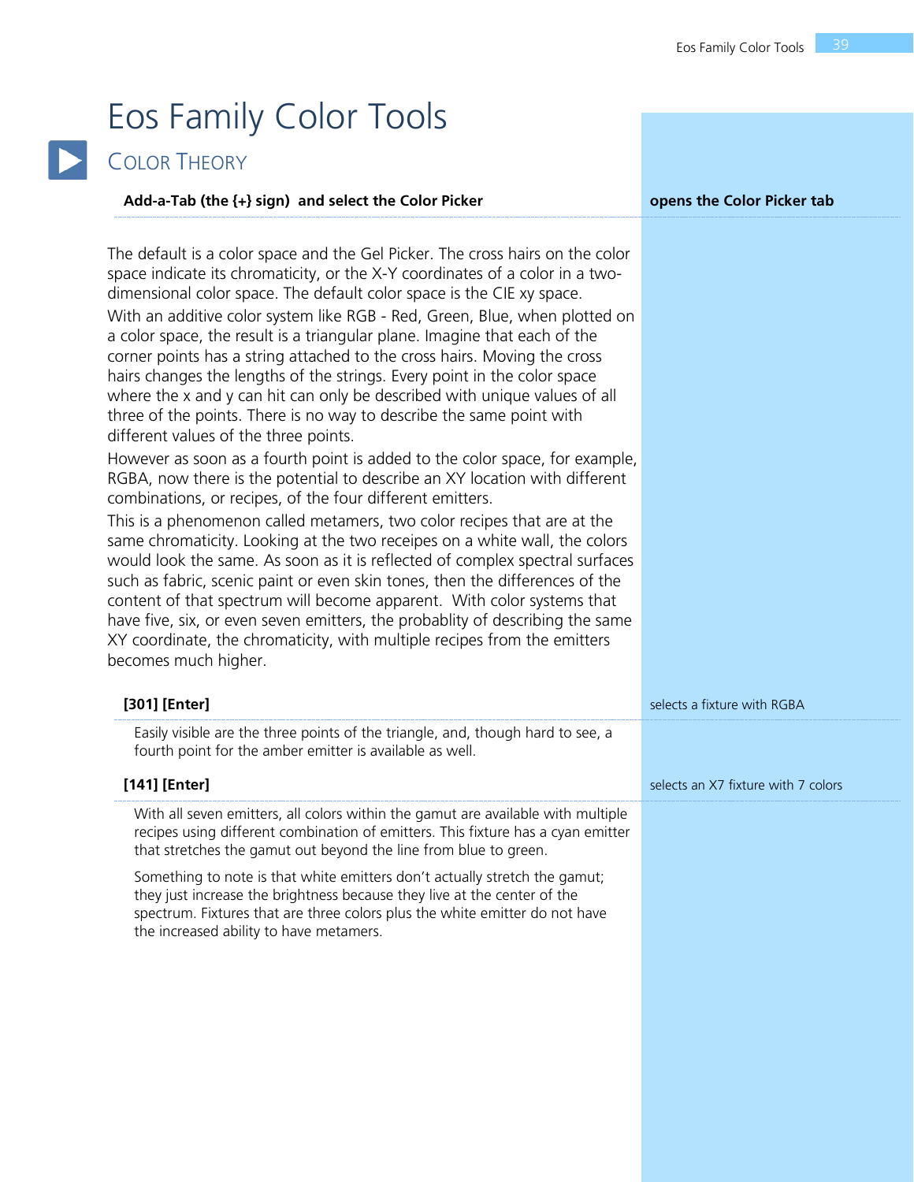# Eos Family Color Tools

## Color Theory

| | |
|---|---|
| **Add-a-Tab (the {+} sign) and select the Color Picker** | **opens the Color Picker tab** |

The default is a color space and the Gel Picker. The cross hairs on the color space indicate its chromaticity, or the X-Y coordinates of a color in a two-dimensional color space. The default color space is the CIE xy space.

With an additive color system like RGB - Red, Green, Blue, when plotted on a color space, the result is a triangular plane. Imagine that each of the corner points has a string attached to the cross hairs. Moving the cross hairs changes the lengths of the strings. Every point in the color space where the x and y can hit can only be described with unique values of all three of the points. There is no way to describe the same point with different values of the three points.

However as soon as a fourth point is added to the color space, for example, RGBA, now there is the potential to describe an XY location with different combinations, or recipes, of the four different emitters.

This is a phenomenon called metamers, two color recipes that are at the same chromaticity. Looking at the two receipes on a white wall, the colors would look the same. As soon as it is reflected of complex spectral surfaces such as fabric, scenic paint or even skin tones, then the differences of the content of that spectrum will become apparent. With color systems that have five, six, or even seven emitters, the probablity of describing the same XY coordinate, the chromaticity, with multiple recipes from the emitters becomes much higher.

| | |
|---|---|
| **[301] [Enter]** | selects a fixture with RGBA |

Easily visible are the three points of the triangle, and, though hard to see, a fourth point for the amber emitter is available as well.

| | |
|---|---|
| **[141] [Enter]** | selects an X7 fixture with 7 colors |

With all seven emitters, all colors within the gamut are available with multiple recipes using different combination of emitters. This fixture has a cyan emitter that stretches the gamut out beyond the line from blue to green.

Something to note is that white emitters don't actually stretch the gamut; they just increase the brightness because they live at the center of the spectrum. Fixtures that are three colors plus the white emitter do not have the increased ability to have metamers.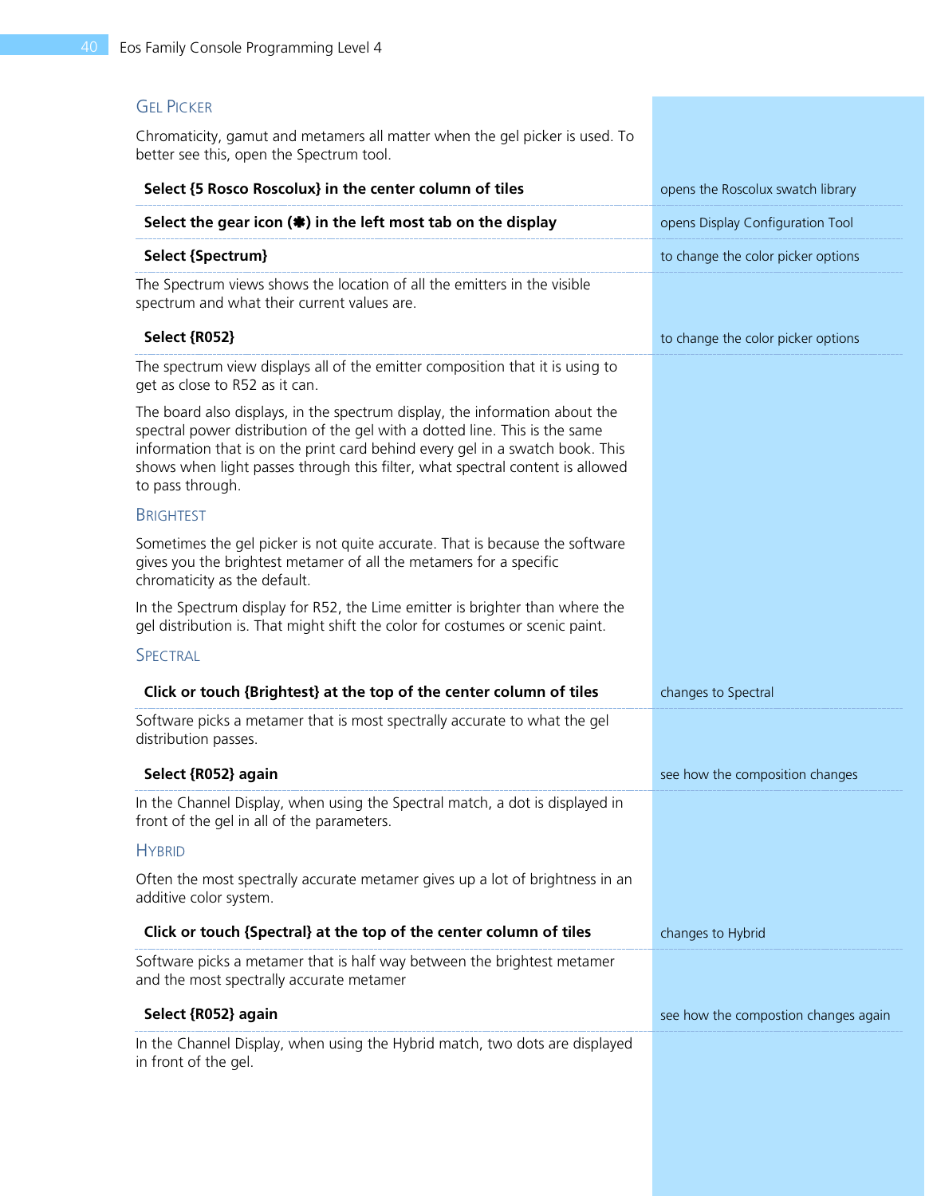## Gel Picker

Chromaticity, gamut and metamers all matter when the gel picker is used. To better see this, open the Spectrum tool.

| Step | Result |
|---|---|
| **Select {5 Rosco Roscolux} in the center column of tiles** | opens the Roscolux swatch library |
| **Select the gear icon (✱) in the left most tab on the display** | opens Display Configuration Tool |
| **Select {Spectrum}** | to change the color picker options |

The Spectrum views shows the location of all the emitters in the visible spectrum and what their current values are.

| Step | Result |
|---|---|
| **Select {R052}** | to change the color picker options |

The spectrum view displays all of the emitter composition that it is using to get as close to R52 as it can.

The board also displays, in the spectrum display, the information about the spectral power distribution of the gel with a dotted line. This is the same information that is on the print card behind every gel in a swatch book. This shows when light passes through this filter, what spectral content is allowed to pass through.

### Brightest

Sometimes the gel picker is not quite accurate. That is because the software gives you the brightest metamer of all the metamers for a specific chromaticity as the default.

In the Spectrum display for R52, the Lime emitter is brighter than where the gel distribution is. That might shift the color for costumes or scenic paint.

### Spectral

| Step | Result |
|---|---|
| **Click or touch {Brightest} at the top of the center column of tiles** | changes to Spectral |

Software picks a metamer that is most spectrally accurate to what the gel distribution passes.

| Step | Result |
|---|---|
| **Select {R052} again** | see how the composition changes |

In the Channel Display, when using the Spectral match, a dot is displayed in front of the gel in all of the parameters.

### Hybrid

Often the most spectrally accurate metamer gives up a lot of brightness in an additive color system.

| Step | Result |
|---|---|
| **Click or touch {Spectral} at the top of the center column of tiles** | changes to Hybrid |

Software picks a metamer that is half way between the brightest metamer and the most spectrally accurate metamer

| Step | Result |
|---|---|
| **Select {R052} again** | see how the compostion changes again |

In the Channel Display, when using the Hybrid match, two dots are displayed in front of the gel.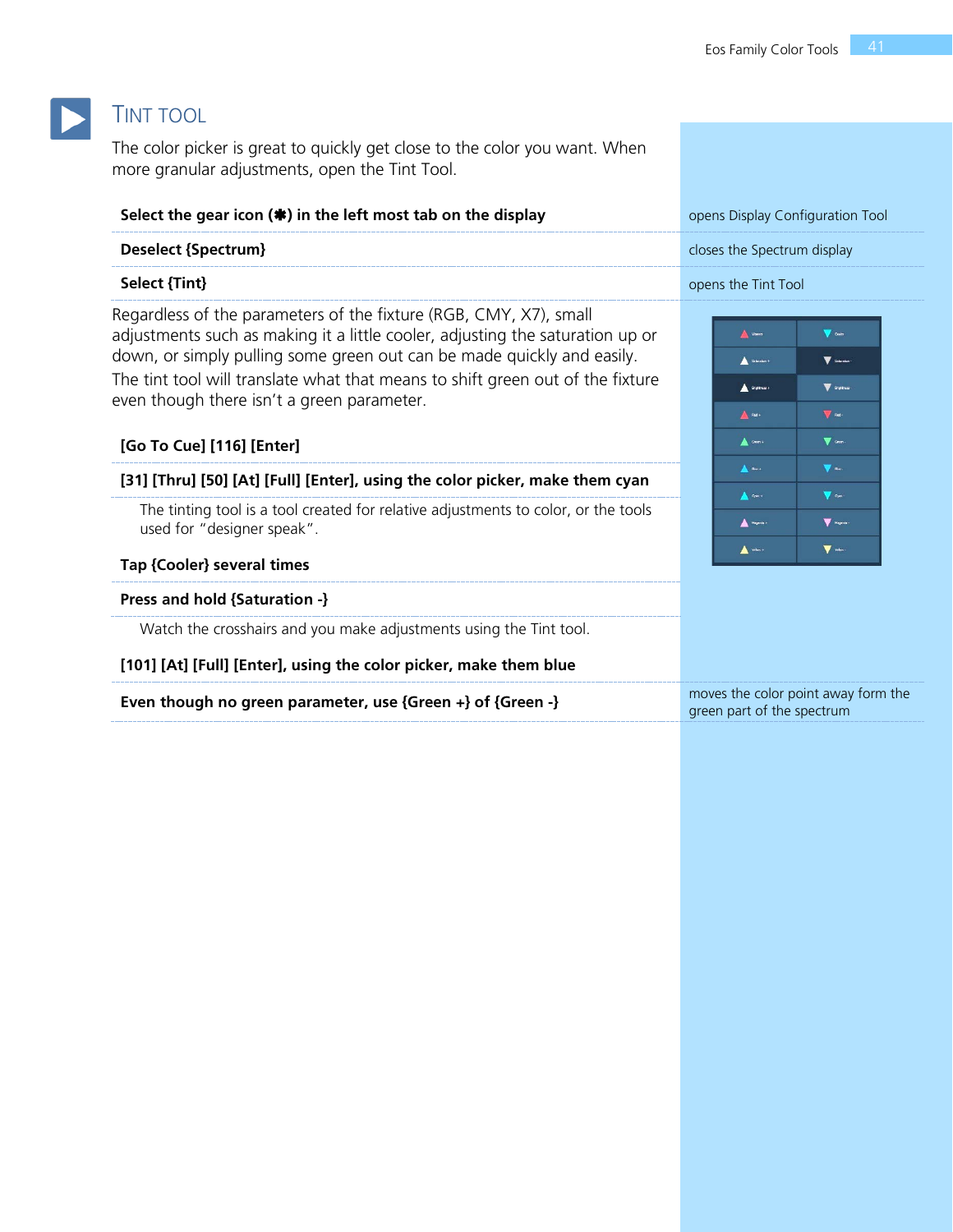# Tint Tool

The color picker is great to quickly get close to the color you want. When more granular adjustments, open the Tint Tool.

| | |
|---|---|
| **Select the gear icon (✱) in the left most tab on the display** | opens Display Configuration Tool |
| **Deselect {Spectrum}** | closes the Spectrum display |
| **Select {Tint}** | opens the Tint Tool |

Regardless of the parameters of the fixture (RGB, CMY, X7), small adjustments such as making it a little cooler, adjusting the saturation up or down, or simply pulling some green out can be made quickly and easily. The tint tool will translate what that means to shift green out of the fixture even though there isn't a green parameter.

**[Go To Cue] [116] [Enter]**

**[31] [Thru] [50] [At] [Full] [Enter], using the color picker, make them cyan**

The tinting tool is a tool created for relative adjustments to color, or the tools used for "designer speak".

**Tap {Cooler} several times**

**Press and hold {Saturation -}**

Watch the crosshairs and you make adjustments using the Tint tool.

**[101] [At] [Full] [Enter], using the color picker, make them blue**

| | |
|---|---|
| **Even though no green parameter, use {Green +} of {Green -}** | moves the color point away form the green part of the spectrum |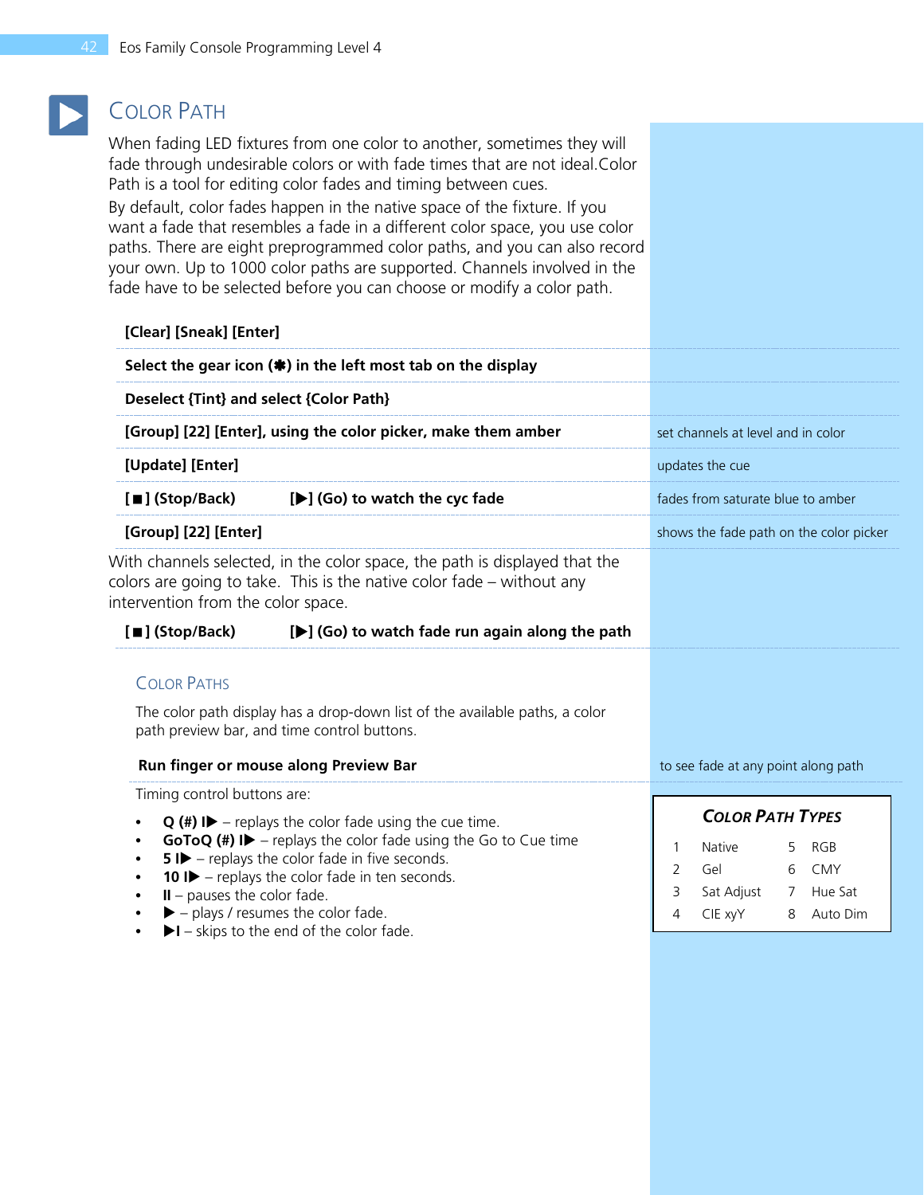# Color Path

When fading LED fixtures from one color to another, sometimes they will fade through undesirable colors or with fade times that are not ideal.Color Path is a tool for editing color fades and timing between cues.

By default, color fades happen in the native space of the fixture. If you want a fade that resembles a fade in a different color space, you use color paths. There are eight preprogrammed color paths, and you can also record your own. Up to 1000 color paths are supported. Channels involved in the fade have to be selected before you can choose or modify a color path.

| | |
|---|---|
| **[Clear] [Sneak] [Enter]** | |
| **Select the gear icon (✱) in the left most tab on the display** | |
| **Deselect {Tint} and select {Color Path}** | |
| **[Group] [22] [Enter], using the color picker, make them amber** | set channels at level and in color |
| **[Update] [Enter]** | updates the cue |
| **[■] (Stop/Back) [▶] (Go) to watch the cyc fade** | fades from saturate blue to amber |
| **[Group] [22] [Enter]** | shows the fade path on the color picker |

With channels selected, in the color space, the path is displayed that the colors are going to take. This is the native color fade – without any intervention from the color space.

**[■] (Stop/Back) [▶] (Go) to watch fade run again along the path**

## Color Paths

The color path display has a drop-down list of the available paths, a color path preview bar, and time control buttons.

| | |
|---|---|
| **Run finger or mouse along Preview Bar** | to see fade at any point along path |

Timing control buttons are:

- **Q (#) I▶** – replays the color fade using the cue time.
- **GoToQ (#) I▶** – replays the color fade using the Go to Cue time
- **5 I▶** – replays the color fade in five seconds.
- **10 I▶** – replays the color fade in ten seconds.
- **II** – pauses the color fade.
- **▶** – plays / resumes the color fade.
- **▶I** – skips to the end of the color fade.

### Color Path Types

| | | | |
|---|---|---|---|
| 1 | Native | 5 | RGB |
| 2 | Gel | 6 | CMY |
| 3 | Sat Adjust | 7 | Hue Sat |
| 4 | CIE xyY | 8 | Auto Dim |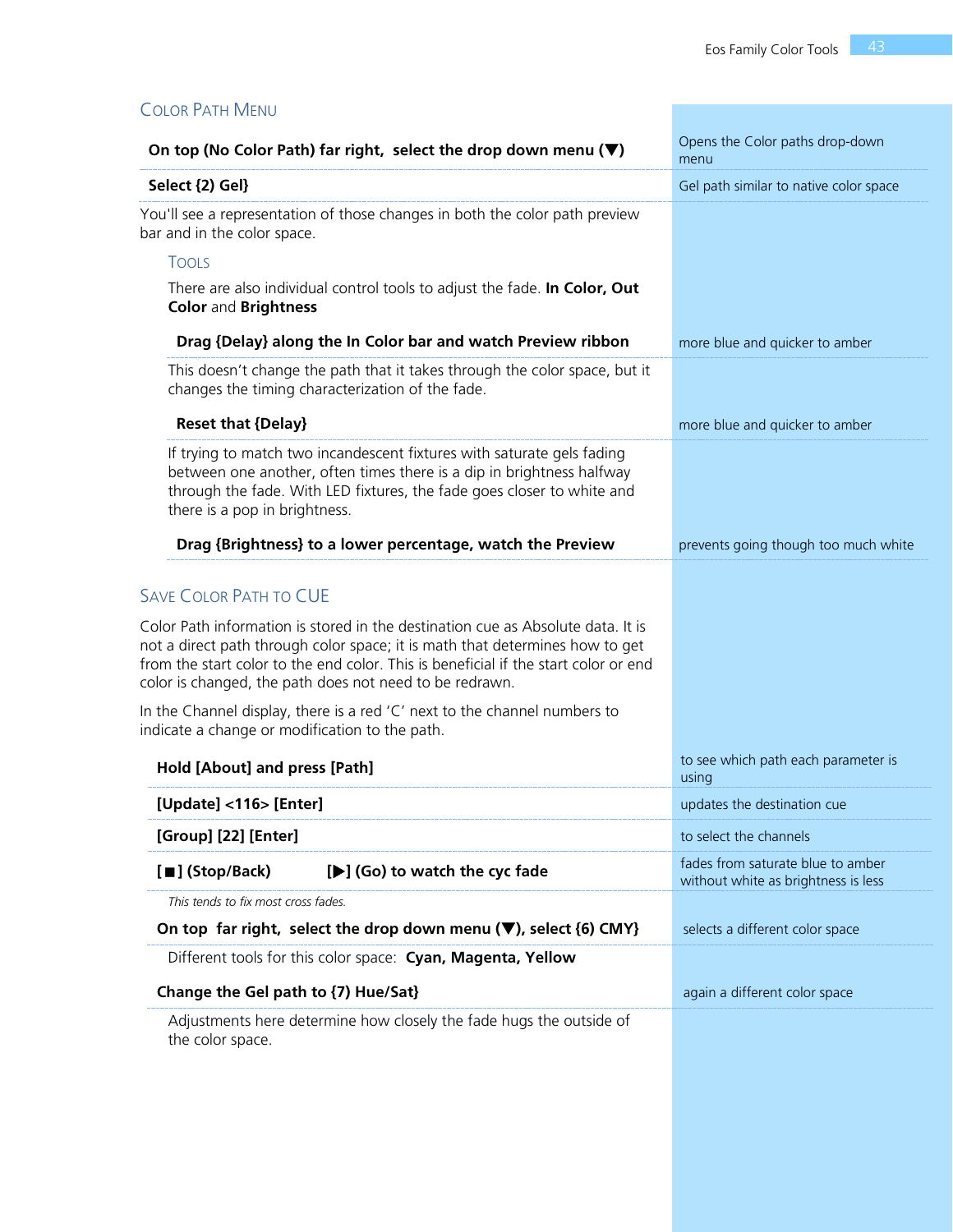## Color Path Menu

| | |
|---|---|
| **On top (No Color Path) far right, select the drop down menu (▼)** | Opens the Color paths drop-down menu |
| **Select {2) Gel}** | Gel path similar to native color space |

You'll see a representation of those changes in both the color path preview bar and in the color space.

### Tools

There are also individual control tools to adjust the fade. **In Color, Out Color** and **Brightness**

| | |
|---|---|
| **Drag {Delay} along the In Color bar and watch Preview ribbon** | more blue and quicker to amber |

This doesn't change the path that it takes through the color space, but it changes the timing characterization of the fade.

| | |
|---|---|
| **Reset that {Delay}** | more blue and quicker to amber |

If trying to match two incandescent fixtures with saturate gels fading between one another, often times there is a dip in brightness halfway through the fade. With LED fixtures, the fade goes closer to white and there is a pop in brightness.

| | |
|---|---|
| **Drag {Brightness} to a lower percentage, watch the Preview** | prevents going though too much white |

## Save Color Path to CUE

Color Path information is stored in the destination cue as Absolute data. It is not a direct path through color space; it is math that determines how to get from the start color to the end color. This is beneficial if the start color or end color is changed, the path does not need to be redrawn.

In the Channel display, there is a red 'C' next to the channel numbers to indicate a change or modification to the path.

| | |
|---|---|
| **Hold [About] and press [Path]** | to see which path each parameter is using |
| **[Update] <116> [Enter]** | updates the destination cue |
| **[Group] [22] [Enter]** | to select the channels |
| **[■] (Stop/Back) [▶] (Go) to watch the cyc fade** | fades from saturate blue to amber without white as brightness is less |

*This tends to fix most cross fades.*

| | |
|---|---|
| **On top far right, select the drop down menu (▼), select {6) CMY}** | selects a different color space |

Different tools for this color space: **Cyan, Magenta, Yellow**

| | |
|---|---|
| **Change the Gel path to {7) Hue/Sat}** | again a different color space |

Adjustments here determine how closely the fade hugs the outside of the color space.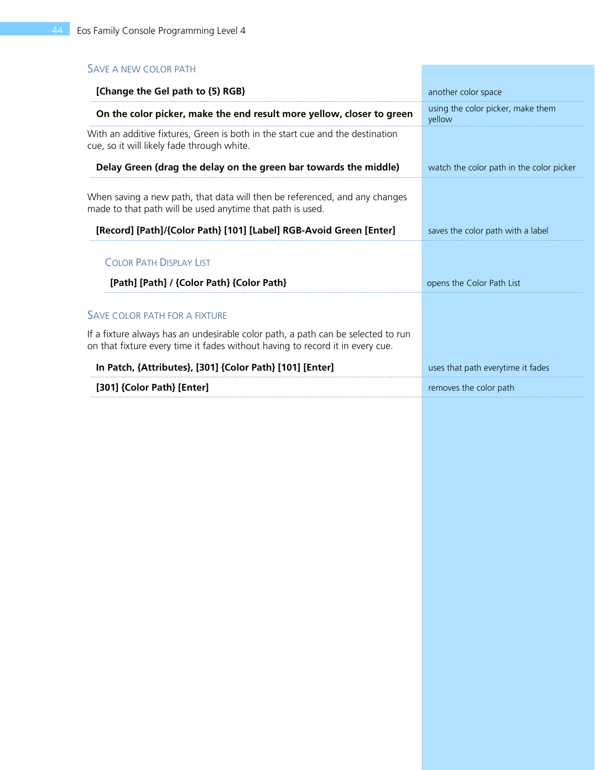## Save a new color path

| | |
|---|---|
| **[Change the Gel path to {5} RGB}** | another color space |
| **On the color picker, make the end result more yellow, closer to green** | using the color picker, make them yellow |

With an additive fixtures, Green is both in the start cue and the destination cue, so it will likely fade through white.

| | |
|---|---|
| **Delay Green (drag the delay on the green bar towards the middle)** | watch the color path in the color picker |

When saving a new path, that data will then be referenced, and any changes made to that path will be used anytime that path is used.

| | |
|---|---|
| **[Record] [Path]/{Color Path} [101] [Label] RGB-Avoid Green [Enter]** | saves the color path with a label |

### Color Path Display List

| | |
|---|---|
| **[Path] [Path] / {Color Path} {Color Path}** | opens the Color Path List |

## Save color path for a fixture

If a fixture always has an undesirable color path, a path can be selected to run on that fixture every time it fades without having to record it in every cue.

| | |
|---|---|
| **In Patch, {Attributes}, [301] {Color Path} [101] [Enter]** | uses that path everytime it fades |
| **[301] {Color Path} [Enter]** | removes the color path |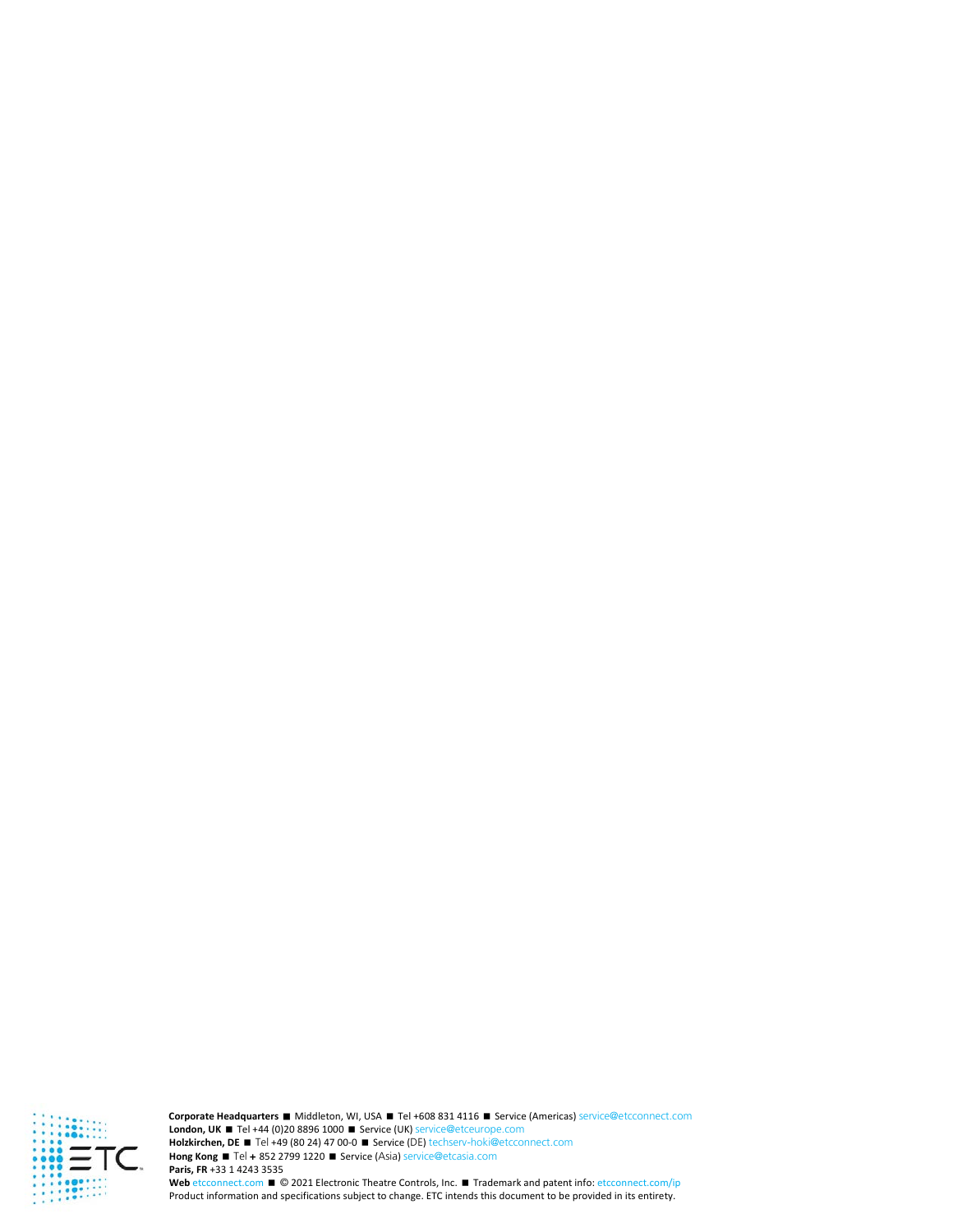**Corporate Headquarters** ■ Middleton, WI, USA ■ Tel +608 831 4116 ■ Service (Americas) service@etcconnect.com
**London, UK** ■ Tel +44 (0)20 8896 1000 ■ Service (UK) service@etceurope.com
**Holzkirchen, DE** ■ Tel +49 (80 24) 47 00-0 ■ Service (DE) techserv-hoki@etcconnect.com
**Hong Kong** ■ Tel + 852 2799 1220 ■ Service (Asia) service@etcasia.com
**Paris, FR** +33 1 4243 3535
**Web** etcconnect.com ■ © 2021 Electronic Theatre Controls, Inc. ■ Trademark and patent info: etcconnect.com/ip
Product information and specifications subject to change. ETC intends this document to be provided in its entirety.